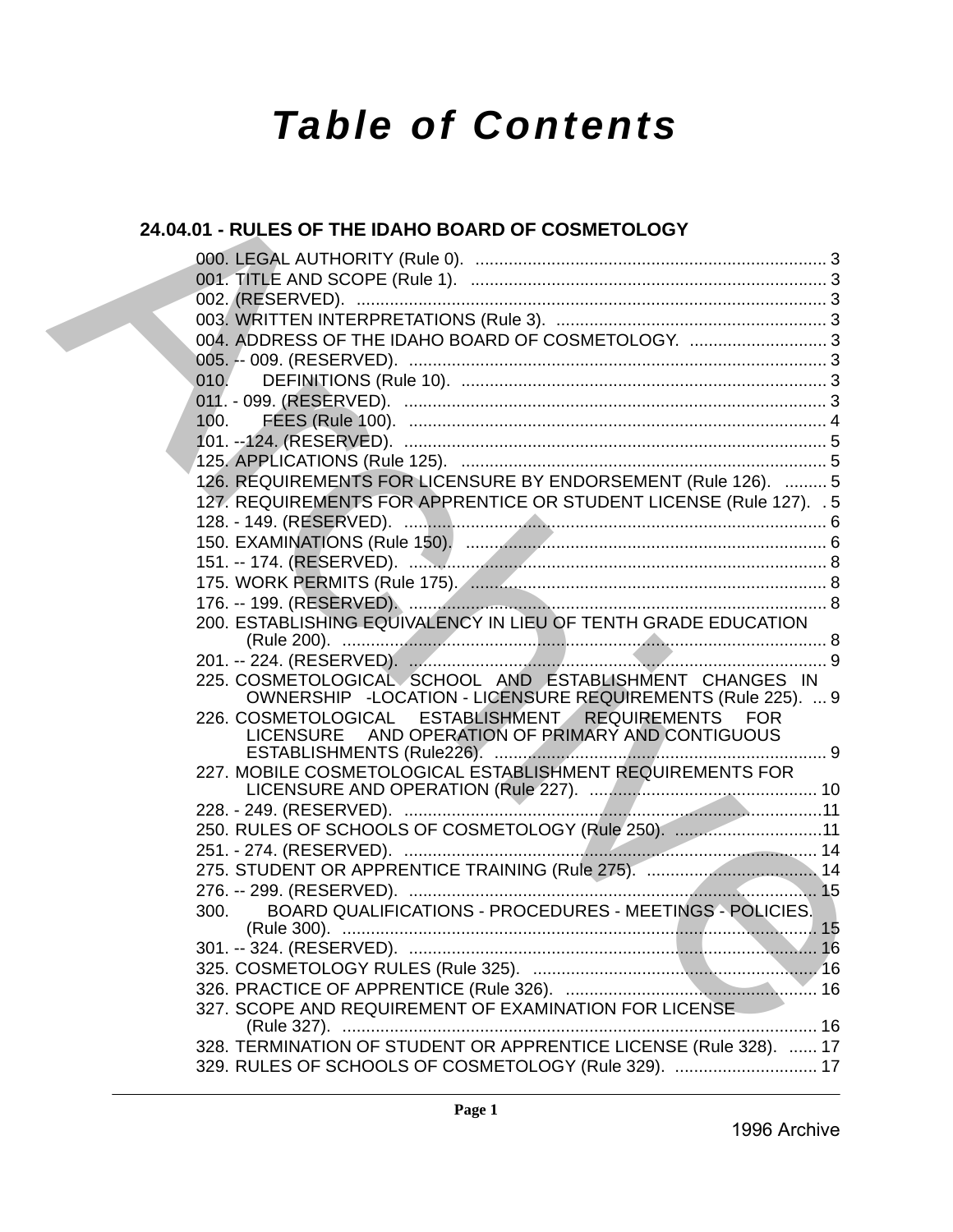# Table of Contents

## 24.04.01 - RULES OF THE IDAHO BOARD OF COSMETOLOGY

000. LEGAL AUTHORITY (Rule 0). .......... 3
001. TITLE AND SCOPE (Rule 1). .......... 3
002. (RESERVED). .......... 3
003. WRITTEN INTERPRETATIONS (Rule 3). .......... 3
004. ADDRESS OF THE IDAHO BOARD OF COSMETOLOGY. .......... 3
005. -- 009. (RESERVED). .......... 3
010. DEFINITIONS (Rule 10). .......... 3
011. - 099. (RESERVED). .......... 3
100. FEES (Rule 100). .......... 4
101. --124. (RESERVED). .......... 5
125. APPLICATIONS (Rule 125). .......... 5
126. REQUIREMENTS FOR LICENSURE BY ENDORSEMENT (Rule 126). .......... 5
127. REQUIREMENTS FOR APPRENTICE OR STUDENT LICENSE (Rule 127). .......... 5
128. - 149. (RESERVED). .......... 6
150. EXAMINATIONS (Rule 150). .......... 6
151. -- 174. (RESERVED). .......... 8
175. WORK PERMITS (Rule 175). .......... 8
176. -- 199. (RESERVED). .......... 8
200. ESTABLISHING EQUIVALENCY IN LIEU OF TENTH GRADE EDUCATION (Rule 200). .......... 8
201. -- 224. (RESERVED). .......... 9
225. COSMETOLOGICAL SCHOOL AND ESTABLISHMENT CHANGES IN OWNERSHIP -LOCATION - LICENSURE REQUIREMENTS (Rule 225). .......... 9
226. COSMETOLOGICAL ESTABLISHMENT REQUIREMENTS FOR LICENSURE AND OPERATION OF PRIMARY AND CONTIGUOUS ESTABLISHMENTS (Rule226). .......... 9
227. MOBILE COSMETOLOGICAL ESTABLISHMENT REQUIREMENTS FOR LICENSURE AND OPERATION (Rule 227). .......... 10
228. - 249. (RESERVED). .......... 11
250. RULES OF SCHOOLS OF COSMETOLOGY (Rule 250). .......... 11
251. - 274. (RESERVED). .......... 14
275. STUDENT OR APPRENTICE TRAINING (Rule 275). .......... 14
276. -- 299. (RESERVED). .......... 15
300. BOARD QUALIFICATIONS - PROCEDURES - MEETINGS - POLICIES. (Rule 300). .......... 15
301. -- 324. (RESERVED). .......... 16
325. COSMETOLOGY RULES (Rule 325). .......... 16
326. PRACTICE OF APPRENTICE (Rule 326). .......... 16
327. SCOPE AND REQUIREMENT OF EXAMINATION FOR LICENSE (Rule 327). .......... 16
328. TERMINATION OF STUDENT OR APPRENTICE LICENSE (Rule 328). .......... 17
329. RULES OF SCHOOLS OF COSMETOLOGY (Rule 329). .......... 17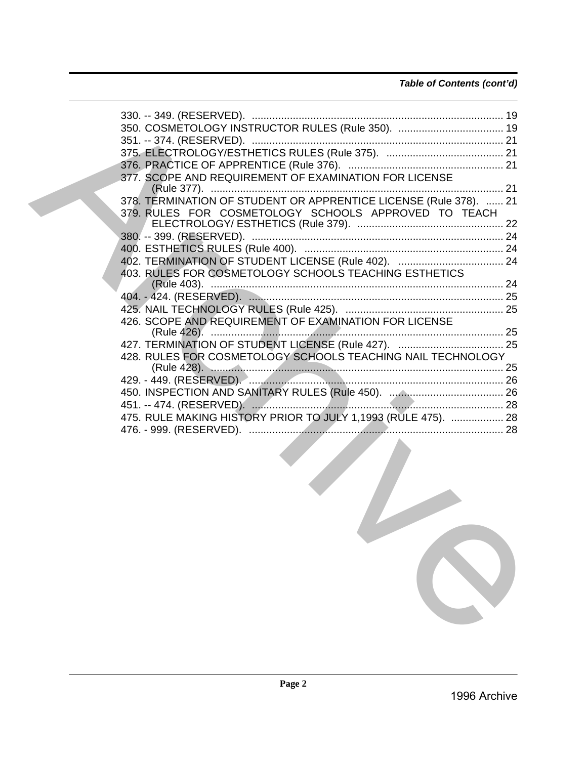*Table of Contents (cont'd)*

330. -- 349. (RESERVED). ..................................................................................... 19
350. COSMETOLOGY INSTRUCTOR RULES (Rule 350). .................................... 19
351. -- 374. (RESERVED). ..................................................................................... 21
375. ELECTROLOGY/ESTHETICS RULES (Rule 375). ........................................ 21
376. PRACTICE OF APPRENTICE (Rule 376). ..................................................... 21
377. SCOPE AND REQUIREMENT OF EXAMINATION FOR LICENSE (Rule 377). ................................................................................................... 21
378. TERMINATION OF STUDENT OR APPRENTICE LICENSE (Rule 378). ...... 21
379. RULES FOR COSMETOLOGY SCHOOLS APPROVED TO TEACH ELECTROLOGY/ ESTHETICS (Rule 379). .................................................. 22
380. -- 399. (RESERVED). ..................................................................................... 24
400. ESTHETICS RULES (Rule 400). ................................................................... 24
402. TERMINATION OF STUDENT LICENSE (Rule 402). .................................... 24
403. RULES FOR COSMETOLOGY SCHOOLS TEACHING ESTHETICS (Rule 403). ................................................................................................... 24
404. - 424. (RESERVED). ...................................................................................... 25
425. NAIL TECHNOLOGY RULES (Rule 425). ...................................................... 25
426. SCOPE AND REQUIREMENT OF EXAMINATION FOR LICENSE (Rule 426). ................................................................................................... 25
427. TERMINATION OF STUDENT LICENSE (Rule 427). .................................... 25
428. RULES FOR COSMETOLOGY SCHOOLS TEACHING NAIL TECHNOLOGY (Rule 428). ................................................................................................... 25
429. - 449. (RESERVED). ...................................................................................... 26
450. INSPECTION AND SANITARY RULES (Rule 450). ....................................... 26
451. -- 474. (RESERVED). ..................................................................................... 28
475. RULE MAKING HISTORY PRIOR TO JULY 1,1993 (RULE 475). .................. 28
476. - 999. (RESERVED). ...................................................................................... 28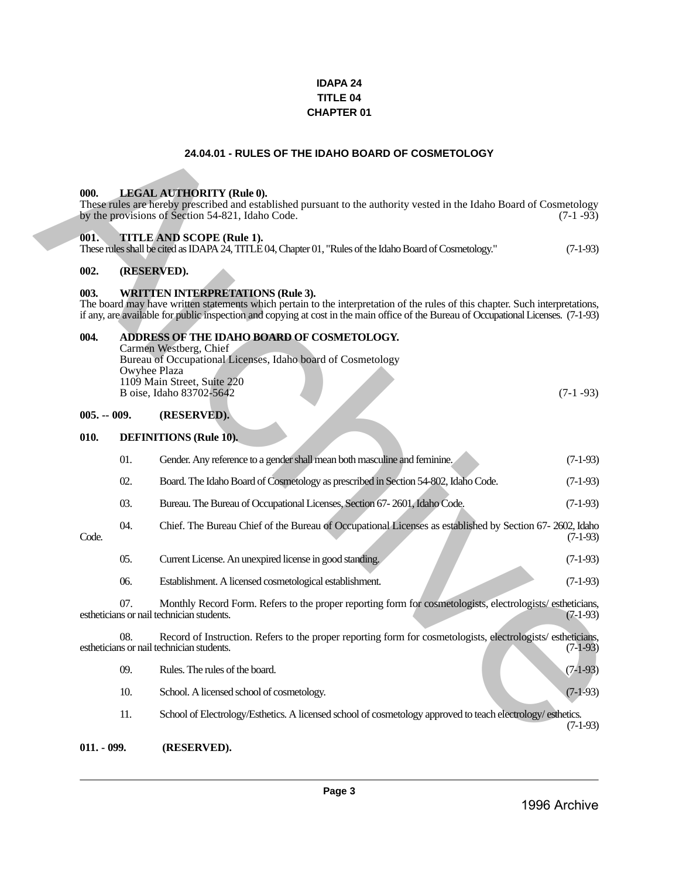# IDAPA 24
# TITLE 04
# CHAPTER 01

## 24.04.01 - RULES OF THE IDAHO BOARD OF COSMETOLOGY

**000. LEGAL AUTHORITY (Rule 0).**
These rules are hereby prescribed and established pursuant to the authority vested in the Idaho Board of Cosmetology by the provisions of Section 54-821, Idaho Code. (7-1 -93)

**001. TITLE AND SCOPE (Rule 1).**
These rules shall be cited as IDAPA 24, TITLE 04, Chapter 01, "Rules of the Idaho Board of Cosmetology." (7-1-93)

**002. (RESERVED).**

**003. WRITTEN INTERPRETATIONS (Rule 3).**
The board may have written statements which pertain to the interpretation of the rules of this chapter. Such interpretations, if any, are available for public inspection and copying at cost in the main office of the Bureau of Occupational Licenses. (7-1-93)

**004. ADDRESS OF THE IDAHO BOARD OF COSMETOLOGY.**
Carmen Westberg, Chief
Bureau of Occupational Licenses, Idaho board of Cosmetology
Owyhee Plaza
1109 Main Street, Suite 220
B oise, Idaho 83702-5642 (7-1 -93)

**005. -- 009. (RESERVED).**

**010. DEFINITIONS (Rule 10).**

01. Gender. Any reference to a gender shall mean both masculine and feminine. (7-1-93)

02. Board. The Idaho Board of Cosmetology as prescribed in Section 54-802, Idaho Code. (7-1-93)

03. Bureau. The Bureau of Occupational Licenses, Section 67- 2601, Idaho Code. (7-1-93)

04. Chief. The Bureau Chief of the Bureau of Occupational Licenses as established by Section 67- 2602, Idaho Code. (7-1-93)

05. Current License. An unexpired license in good standing. (7-1-93)

06. Establishment. A licensed cosmetological establishment. (7-1-93)

07. Monthly Record Form. Refers to the proper reporting form for cosmetologists, electrologists/ estheticians, estheticians or nail technician students. (7-1-93)

08. Record of Instruction. Refers to the proper reporting form for cosmetologists, electrologists/ estheticians, estheticians or nail technician students. (7-1-93)

09. Rules. The rules of the board. (7-1-93)

10. School. A licensed school of cosmetology. (7-1-93)

11. School of Electrology/Esthetics. A licensed school of cosmetology approved to teach electrology/ esthetics. (7-1-93)

**011. - 099. (RESERVED).**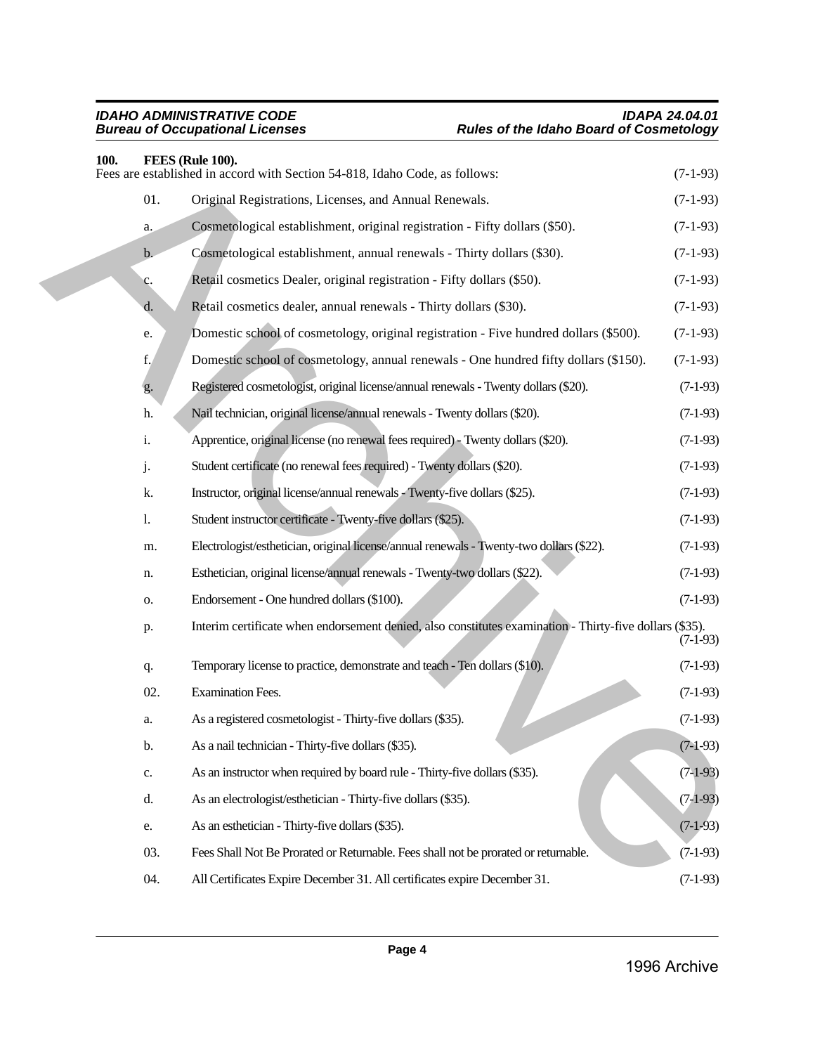**100. FEES (Rule 100).**

Fees are established in accord with Section 54-818, Idaho Code, as follows: (7-1-93)

01. Original Registrations, Licenses, and Annual Renewals. (7-1-93)

a. Cosmetological establishment, original registration - Fifty dollars ($50). (7-1-93)

b. Cosmetological establishment, annual renewals - Thirty dollars ($30). (7-1-93)

c. Retail cosmetics Dealer, original registration - Fifty dollars ($50). (7-1-93)

d. Retail cosmetics dealer, annual renewals - Thirty dollars ($30). (7-1-93)

e. Domestic school of cosmetology, original registration - Five hundred dollars ($500). (7-1-93)

f. Domestic school of cosmetology, annual renewals - One hundred fifty dollars ($150). (7-1-93)

g. Registered cosmetologist, original license/annual renewals - Twenty dollars ($20). (7-1-93)

h. Nail technician, original license/annual renewals - Twenty dollars ($20). (7-1-93)

i. Apprentice, original license (no renewal fees required) - Twenty dollars ($20). (7-1-93)

j. Student certificate (no renewal fees required) - Twenty dollars ($20). (7-1-93)

k. Instructor, original license/annual renewals - Twenty-five dollars ($25). (7-1-93)

l. Student instructor certificate - Twenty-five dollars ($25). (7-1-93)

m. Electrologist/esthetician, original license/annual renewals - Twenty-two dollars ($22). (7-1-93)

n. Esthetician, original license/annual renewals - Twenty-two dollars ($22). (7-1-93)

o. Endorsement - One hundred dollars ($100). (7-1-93)

p. Interim certificate when endorsement denied, also constitutes examination - Thirty-five dollars ($35). (7-1-93)

q. Temporary license to practice, demonstrate and teach - Ten dollars ($10). (7-1-93)

02. Examination Fees. (7-1-93)

a. As a registered cosmetologist - Thirty-five dollars ($35). (7-1-93)

b. As a nail technician - Thirty-five dollars ($35). (7-1-93)

c. As an instructor when required by board rule - Thirty-five dollars ($35). (7-1-93)

d. As an electrologist/esthetician - Thirty-five dollars ($35). (7-1-93)

e. As an esthetician - Thirty-five dollars ($35). (7-1-93)

03. Fees Shall Not Be Prorated or Returnable. Fees shall not be prorated or returnable. (7-1-93)

04. All Certificates Expire December 31. All certificates expire December 31. (7-1-93)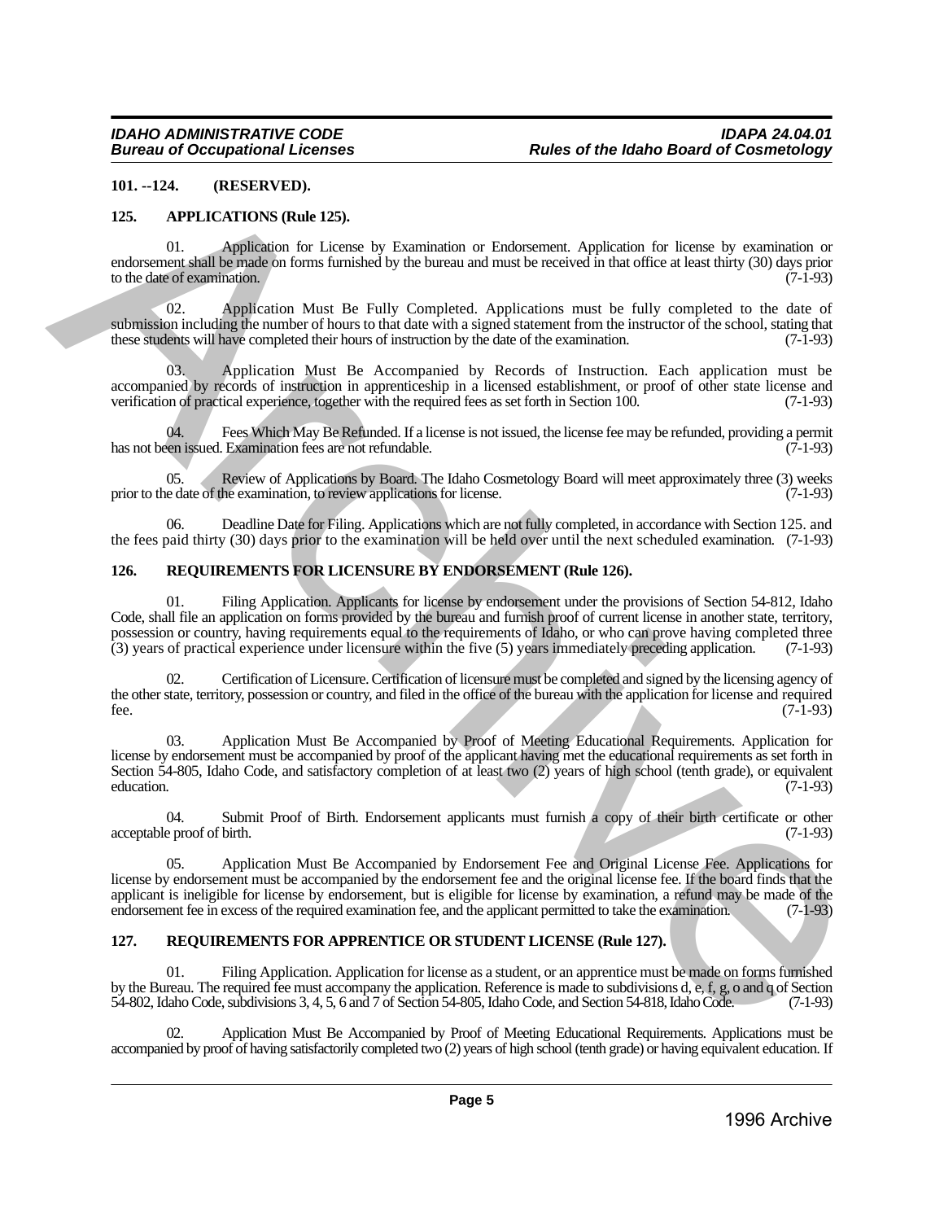**101. --124. (RESERVED).**

**125. APPLICATIONS (Rule 125).**

01. Application for License by Examination or Endorsement. Application for license by examination or endorsement shall be made on forms furnished by the bureau and must be received in that office at least thirty (30) days prior to the date of examination. (7-1-93)

02. Application Must Be Fully Completed. Applications must be fully completed to the date of submission including the number of hours to that date with a signed statement from the instructor of the school, stating that these students will have completed their hours of instruction by the date of the examination. (7-1-93)

03. Application Must Be Accompanied by Records of Instruction. Each application must be accompanied by records of instruction in apprenticeship in a licensed establishment, or proof of other state license and verification of practical experience, together with the required fees as set forth in Section 100. (7-1-93)

04. Fees Which May Be Refunded. If a license is not issued, the license fee may be refunded, providing a permit has not been issued. Examination fees are not refundable. (7-1-93)

05. Review of Applications by Board. The Idaho Cosmetology Board will meet approximately three (3) weeks prior to the date of the examination, to review applications for license. (7-1-93)

06. Deadline Date for Filing. Applications which are not fully completed, in accordance with Section 125. and the fees paid thirty (30) days prior to the examination will be held over until the next scheduled examination. (7-1-93)

**126. REQUIREMENTS FOR LICENSURE BY ENDORSEMENT (Rule 126).**

01. Filing Application. Applicants for license by endorsement under the provisions of Section 54-812, Idaho Code, shall file an application on forms provided by the bureau and furnish proof of current license in another state, territory, possession or country, having requirements equal to the requirements of Idaho, or who can prove having completed three (3) years of practical experience under licensure within the five (5) years immediately preceding application. (7-1-93)

02. Certification of Licensure. Certification of licensure must be completed and signed by the licensing agency of the other state, territory, possession or country, and filed in the office of the bureau with the application for license and required fee. (7-1-93)

03. Application Must Be Accompanied by Proof of Meeting Educational Requirements. Application for license by endorsement must be accompanied by proof of the applicant having met the educational requirements as set forth in Section 54-805, Idaho Code, and satisfactory completion of at least two (2) years of high school (tenth grade), or equivalent education. (7-1-93)

04. Submit Proof of Birth. Endorsement applicants must furnish a copy of their birth certificate or other acceptable proof of birth. (7-1-93)

05. Application Must Be Accompanied by Endorsement Fee and Original License Fee. Applications for license by endorsement must be accompanied by the endorsement fee and the original license fee. If the board finds that the applicant is ineligible for license by endorsement, but is eligible for license by examination, a refund may be made of the endorsement fee in excess of the required examination fee, and the applicant permitted to take the examination. (7-1-93)

**127. REQUIREMENTS FOR APPRENTICE OR STUDENT LICENSE (Rule 127).**

01. Filing Application. Application for license as a student, or an apprentice must be made on forms furnished by the Bureau. The required fee must accompany the application. Reference is made to subdivisions d, e, f, g, o and q of Section 54-802, Idaho Code, subdivisions 3, 4, 5, 6 and 7 of Section 54-805, Idaho Code, and Section 54-818, Idaho Code. (7-1-93)

02. Application Must Be Accompanied by Proof of Meeting Educational Requirements. Applications must be accompanied by proof of having satisfactorily completed two (2) years of high school (tenth grade) or having equivalent education. If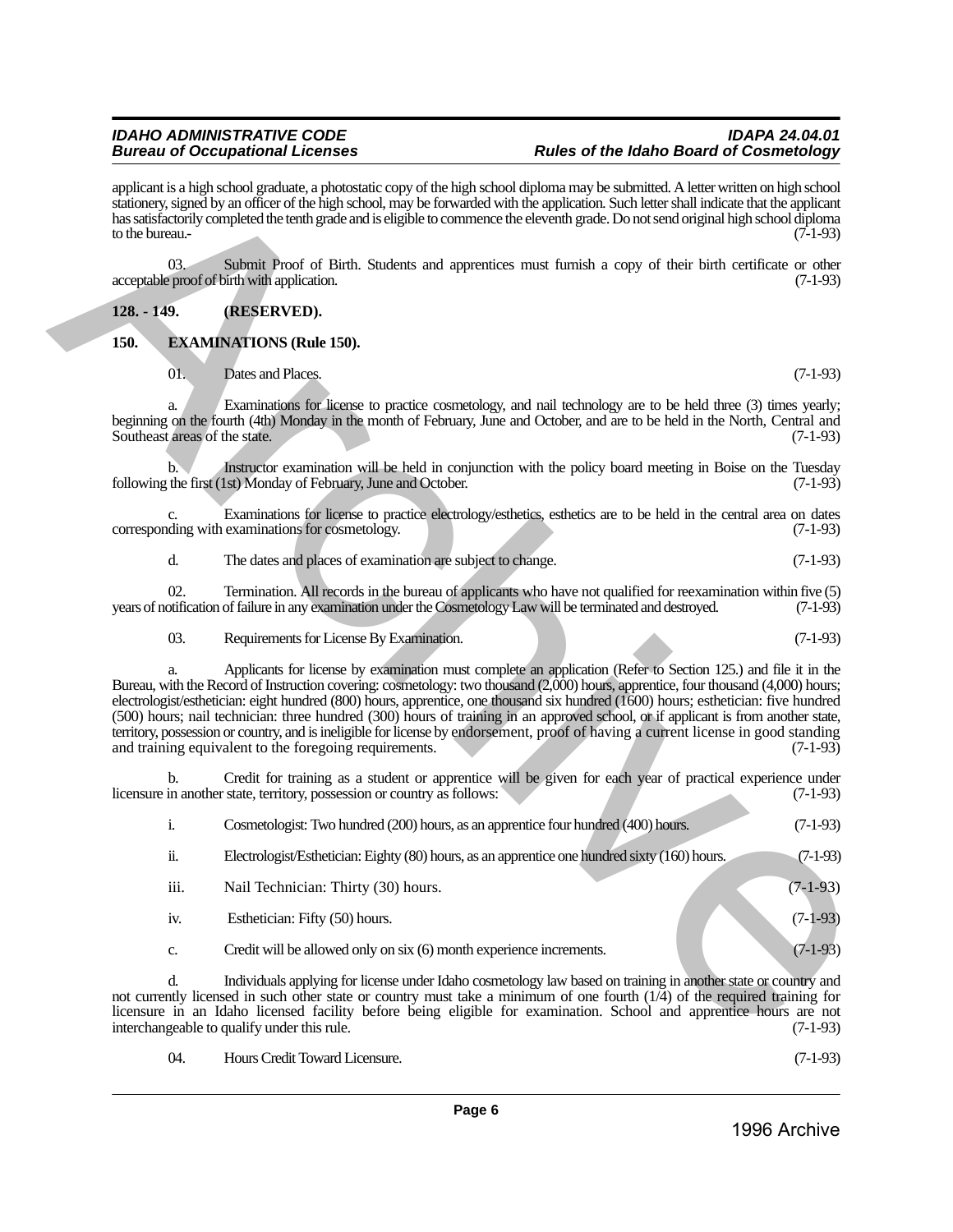applicant is a high school graduate, a photostatic copy of the high school diploma may be submitted. A letter written on high school stationery, signed by an officer of the high school, may be forwarded with the application. Such letter shall indicate that the applicant has satisfactorily completed the tenth grade and is eligible to commence the eleventh grade. Do not send original high school diploma to the bureau.- (7-1-93)

03. Submit Proof of Birth. Students and apprentices must furnish a copy of their birth certificate or other acceptable proof of birth with application. (7-1-93)

**128. - 149. (RESERVED).**

**150. EXAMINATIONS (Rule 150).**

01. Dates and Places. (7-1-93)

a. Examinations for license to practice cosmetology, and nail technology are to be held three (3) times yearly; beginning on the fourth (4th) Monday in the month of February, June and October, and are to be held in the North, Central and Southeast areas of the state. (7-1-93)

b. Instructor examination will be held in conjunction with the policy board meeting in Boise on the Tuesday following the first (1st) Monday of February, June and October. (7-1-93)

c. Examinations for license to practice electrology/esthetics, esthetics are to be held in the central area on dates corresponding with examinations for cosmetology. (7-1-93)

d. The dates and places of examination are subject to change. (7-1-93)

02. Termination. All records in the bureau of applicants who have not qualified for reexamination within five (5) years of notification of failure in any examination under the Cosmetology Law will be terminated and destroyed. (7-1-93)

03. Requirements for License By Examination. (7-1-93)

a. Applicants for license by examination must complete an application (Refer to Section 125.) and file it in the Bureau, with the Record of Instruction covering: cosmetology: two thousand (2,000) hours, apprentice, four thousand (4,000) hours; electrologist/esthetician: eight hundred (800) hours, apprentice, one thousand six hundred (1600) hours; esthetician: five hundred (500) hours; nail technician: three hundred (300) hours of training in an approved school, or if applicant is from another state, territory, possession or country, and is ineligible for license by endorsement, proof of having a current license in good standing and training equivalent to the foregoing requirements. (7-1-93)

b. Credit for training as a student or apprentice will be given for each year of practical experience under licensure in another state, territory, possession or country as follows: (7-1-93)

i. Cosmetologist: Two hundred (200) hours, as an apprentice four hundred (400) hours. (7-1-93)

ii. Electrologist/Esthetician: Eighty (80) hours, as an apprentice one hundred sixty (160) hours. (7-1-93)

iii. Nail Technician: Thirty (30) hours. (7-1-93)

iv. Esthetician: Fifty (50) hours. (7-1-93)

c. Credit will be allowed only on six (6) month experience increments. (7-1-93)

d. Individuals applying for license under Idaho cosmetology law based on training in another state or country and not currently licensed in such other state or country must take a minimum of one fourth (1/4) of the required training for licensure in an Idaho licensed facility before being eligible for examination. School and apprentice hours are not interchangeable to qualify under this rule. (7-1-93)

04. Hours Credit Toward Licensure. (7-1-93)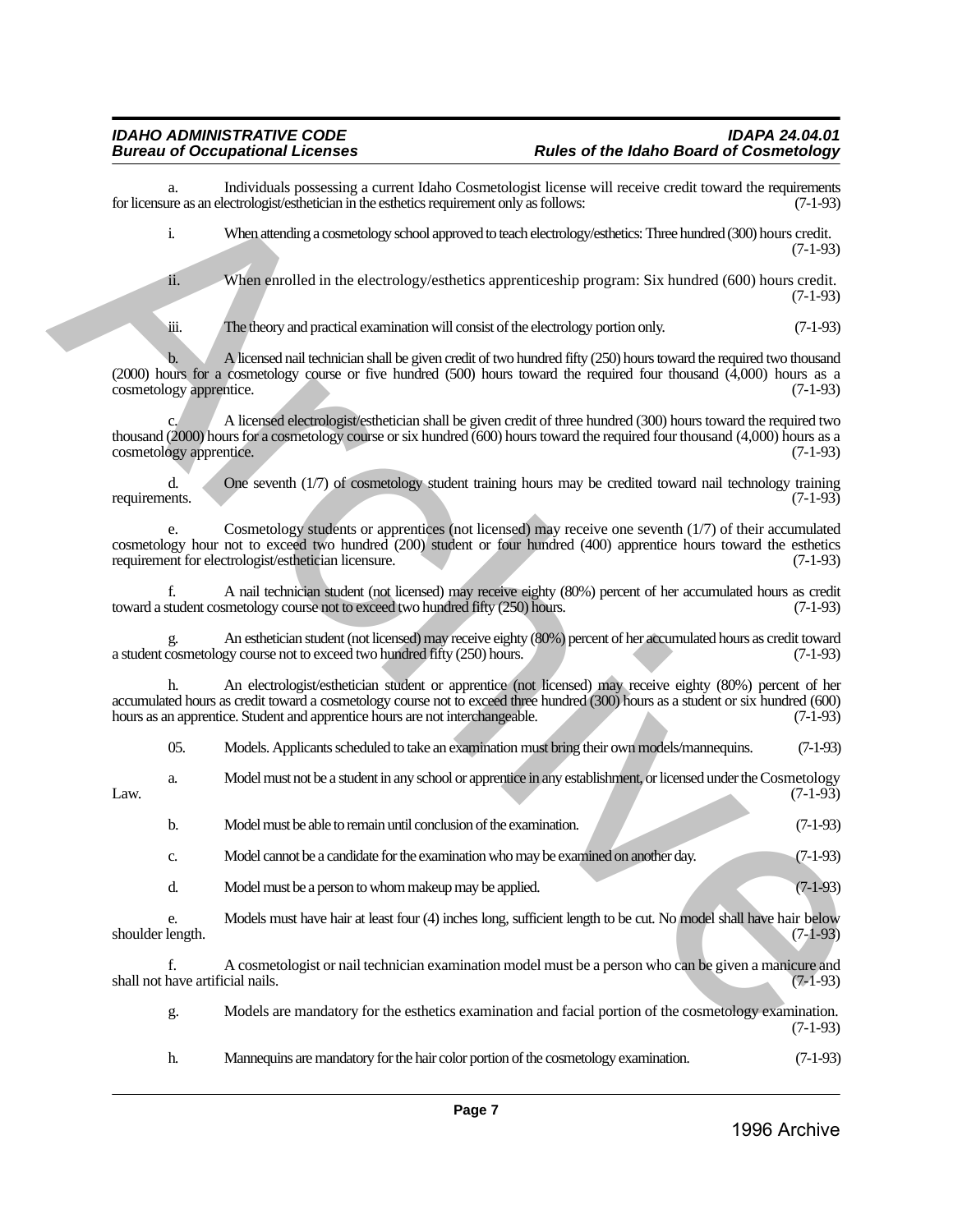a. Individuals possessing a current Idaho Cosmetologist license will receive credit toward the requirements for licensure as an electrologist/esthetician in the esthetics requirement only as follows: (7-1-93)

i. When attending a cosmetology school approved to teach electrology/esthetics: Three hundred (300) hours credit. (7-1-93)

ii. When enrolled in the electrology/esthetics apprenticeship program: Six hundred (600) hours credit. (7-1-93)

iii. The theory and practical examination will consist of the electrology portion only. (7-1-93)

b. A licensed nail technician shall be given credit of two hundred fifty (250) hours toward the required two thousand (2000) hours for a cosmetology course or five hundred (500) hours toward the required four thousand (4,000) hours as a cosmetology apprentice. (7-1-93)

c. A licensed electrologist/esthetician shall be given credit of three hundred (300) hours toward the required two thousand (2000) hours for a cosmetology course or six hundred (600) hours toward the required four thousand (4,000) hours as a cosmetology apprentice. (7-1-93)

d. One seventh (1/7) of cosmetology student training hours may be credited toward nail technology training requirements. (7-1-93)

e. Cosmetology students or apprentices (not licensed) may receive one seventh (1/7) of their accumulated cosmetology hour not to exceed two hundred (200) student or four hundred (400) apprentice hours toward the esthetics requirement for electrologist/esthetician licensure. (7-1-93)

f. A nail technician student (not licensed) may receive eighty (80%) percent of her accumulated hours as credit toward a student cosmetology course not to exceed two hundred fifty (250) hours. (7-1-93)

g. An esthetician student (not licensed) may receive eighty (80%) percent of her accumulated hours as credit toward a student cosmetology course not to exceed two hundred fifty (250) hours. (7-1-93)

h. An electrologist/esthetician student or apprentice (not licensed) may receive eighty (80%) percent of her accumulated hours as credit toward a cosmetology course not to exceed three hundred (300) hours as a student or six hundred (600) hours as an apprentice. Student and apprentice hours are not interchangeable. (7-1-93)

05. Models. Applicants scheduled to take an examination must bring their own models/mannequins. (7-1-93)

a. Model must not be a student in any school or apprentice in any establishment, or licensed under the Cosmetology Law. (7-1-93)

b. Model must be able to remain until conclusion of the examination. (7-1-93)

c. Model cannot be a candidate for the examination who may be examined on another day. (7-1-93)

d. Model must be a person to whom makeup may be applied. (7-1-93)

e. Models must have hair at least four (4) inches long, sufficient length to be cut. No model shall have hair below shoulder length. (7-1-93)

f. A cosmetologist or nail technician examination model must be a person who can be given a manicure and shall not have artificial nails. (7-1-93)

g. Models are mandatory for the esthetics examination and facial portion of the cosmetology examination. (7-1-93)

h. Mannequins are mandatory for the hair color portion of the cosmetology examination. (7-1-93)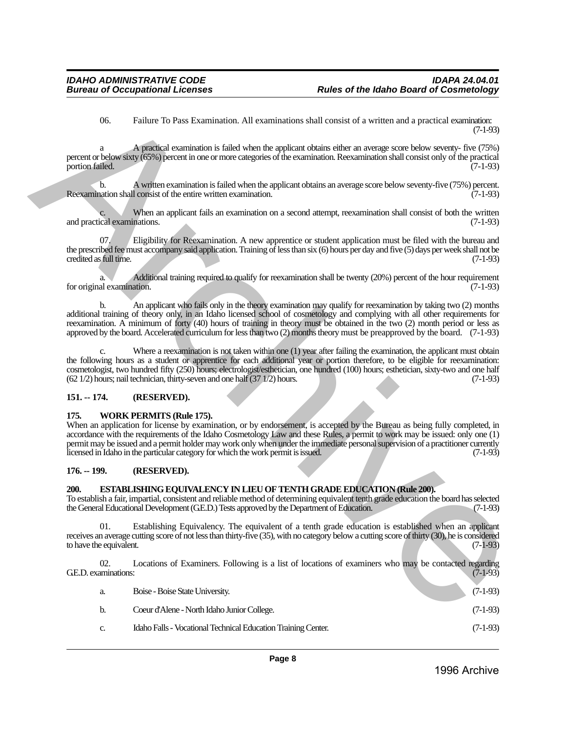06. Failure To Pass Examination. All examinations shall consist of a written and a practical examination: (7-1-93)

a A practical examination is failed when the applicant obtains either an average score below seventy- five (75%) percent or below sixty (65%) percent in one or more categories of the examination. Reexamination shall consist only of the practical portion failed. (7-1-93)

b. A written examination is failed when the applicant obtains an average score below seventy-five (75%) percent. Reexamination shall consist of the entire written examination. (7-1-93)

c. When an applicant fails an examination on a second attempt, reexamination shall consist of both the written and practical examinations. (7-1-93)

07. Eligibility for Reexamination. A new apprentice or student application must be filed with the bureau and the prescribed fee must accompany said application. Training of less than six (6) hours per day and five (5) days per week shall not be credited as full time. (7-1-93)

a. Additional training required to qualify for reexamination shall be twenty (20%) percent of the hour requirement for original examination. (7-1-93)

b. An applicant who fails only in the theory examination may qualify for reexamination by taking two (2) months additional training of theory only, in an Idaho licensed school of cosmetology and complying with all other requirements for reexamination. A minimum of forty (40) hours of training in theory must be obtained in the two (2) month period or less as approved by the board. Accelerated curriculum for less than two (2) months theory must be preapproved by the board. (7-1-93)

c. Where a reexamination is not taken within one (1) year after failing the examination, the applicant must obtain the following hours as a student or apprentice for each additional year or portion therefore, to be eligible for reexamination: cosmetologist, two hundred fifty (250) hours; electrologist/esthetician, one hundred (100) hours; esthetician, sixty-two and one half (62 1/2) hours; nail technician, thirty-seven and one half (37 1/2) hours. (7-1-93)

## 151. -- 174. (RESERVED).

## 175. WORK PERMITS (Rule 175).

When an application for license by examination, or by endorsement, is accepted by the Bureau as being fully completed, in accordance with the requirements of the Idaho Cosmetology Law and these Rules, a permit to work may be issued: only one (1) permit may be issued and a permit holder may work only when under the immediate personal supervision of a practitioner currently licensed in Idaho in the particular category for which the work permit is issued. (7-1-93)

## 176. -- 199. (RESERVED).

## 200. ESTABLISHING EQUIVALENCY IN LIEU OF TENTH GRADE EDUCATION (Rule 200).

To establish a fair, impartial, consistent and reliable method of determining equivalent tenth grade education the board has selected the General Educational Development (G.E.D.) Tests approved by the Department of Education. (7-1-93)

01. Establishing Equivalency. The equivalent of a tenth grade education is established when an applicant receives an average cutting score of not less than thirty-five (35), with no category below a cutting score of thirty (30), he is considered to have the equivalent. (7-1-93)

02. Locations of Examiners. Following is a list of locations of examiners who may be contacted regarding G.E.D. examinations: (7-1-93)

a. Boise - Boise State University. (7-1-93)

b. Coeur d'Alene - North Idaho Junior College. (7-1-93)

c. Idaho Falls - Vocational Technical Education Training Center. (7-1-93)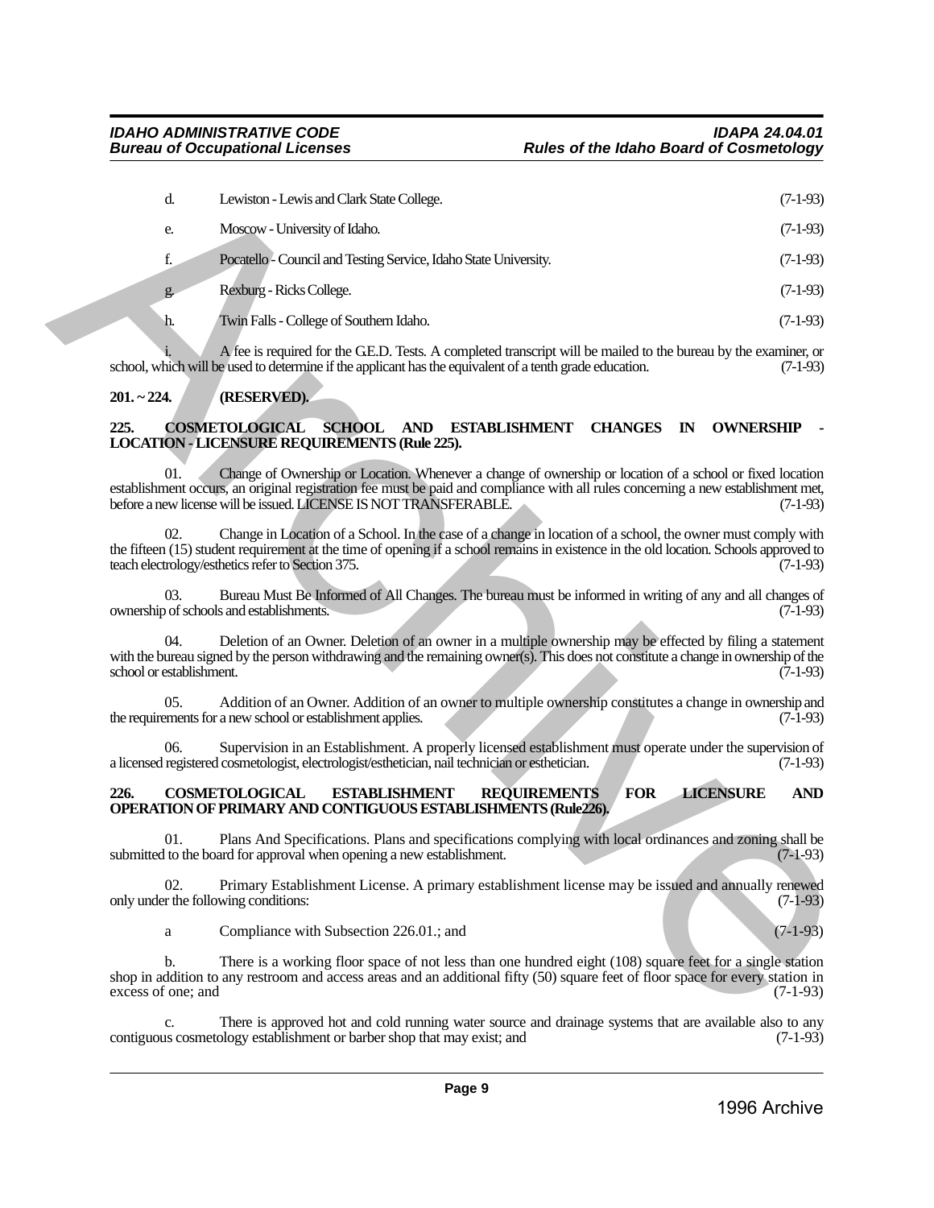d. Lewiston - Lewis and Clark State College. (7-1-93)

e. Moscow - University of Idaho. (7-1-93)

f. Pocatello - Council and Testing Service, Idaho State University. (7-1-93)

g. Rexburg - Ricks College. (7-1-93)

h. Twin Falls - College of Southern Idaho. (7-1-93)

i. A fee is required for the G.E.D. Tests. A completed transcript will be mailed to the bureau by the examiner, or school, which will be used to determine if the applicant has the equivalent of a tenth grade education. (7-1-93)

**201. ~ 224. (RESERVED).**

**225. COSMETOLOGICAL SCHOOL AND ESTABLISHMENT CHANGES IN OWNERSHIP - LOCATION - LICENSURE REQUIREMENTS (Rule 225).**

01. Change of Ownership or Location. Whenever a change of ownership or location of a school or fixed location establishment occurs, an original registration fee must be paid and compliance with all rules concerning a new establishment met, before a new license will be issued. LICENSE IS NOT TRANSFERABLE. (7-1-93)

02. Change in Location of a School. In the case of a change in location of a school, the owner must comply with the fifteen (15) student requirement at the time of opening if a school remains in existence in the old location. Schools approved to teach electrology/esthetics refer to Section 375. (7-1-93)

03. Bureau Must Be Informed of All Changes. The bureau must be informed in writing of any and all changes of ownership of schools and establishments. (7-1-93)

04. Deletion of an Owner. Deletion of an owner in a multiple ownership may be effected by filing a statement with the bureau signed by the person withdrawing and the remaining owner(s). This does not constitute a change in ownership of the school or establishment. (7-1-93)

05. Addition of an Owner. Addition of an owner to multiple ownership constitutes a change in ownership and the requirements for a new school or establishment applies. (7-1-93)

06. Supervision in an Establishment. A properly licensed establishment must operate under the supervision of a licensed registered cosmetologist, electrologist/esthetician, nail technician or esthetician. (7-1-93)

**226. COSMETOLOGICAL ESTABLISHMENT REQUIREMENTS FOR LICENSURE AND OPERATION OF PRIMARY AND CONTIGUOUS ESTABLISHMENTS (Rule226).**

01. Plans And Specifications. Plans and specifications complying with local ordinances and zoning shall be submitted to the board for approval when opening a new establishment. (7-1-93)

02. Primary Establishment License. A primary establishment license may be issued and annually renewed only under the following conditions: (7-1-93)

a Compliance with Subsection 226.01.; and (7-1-93)

b. There is a working floor space of not less than one hundred eight (108) square feet for a single station shop in addition to any restroom and access areas and an additional fifty (50) square feet of floor space for every station in excess of one; and (7-1-93)

c. There is approved hot and cold running water source and drainage systems that are available also to any contiguous cosmetology establishment or barber shop that may exist; and (7-1-93)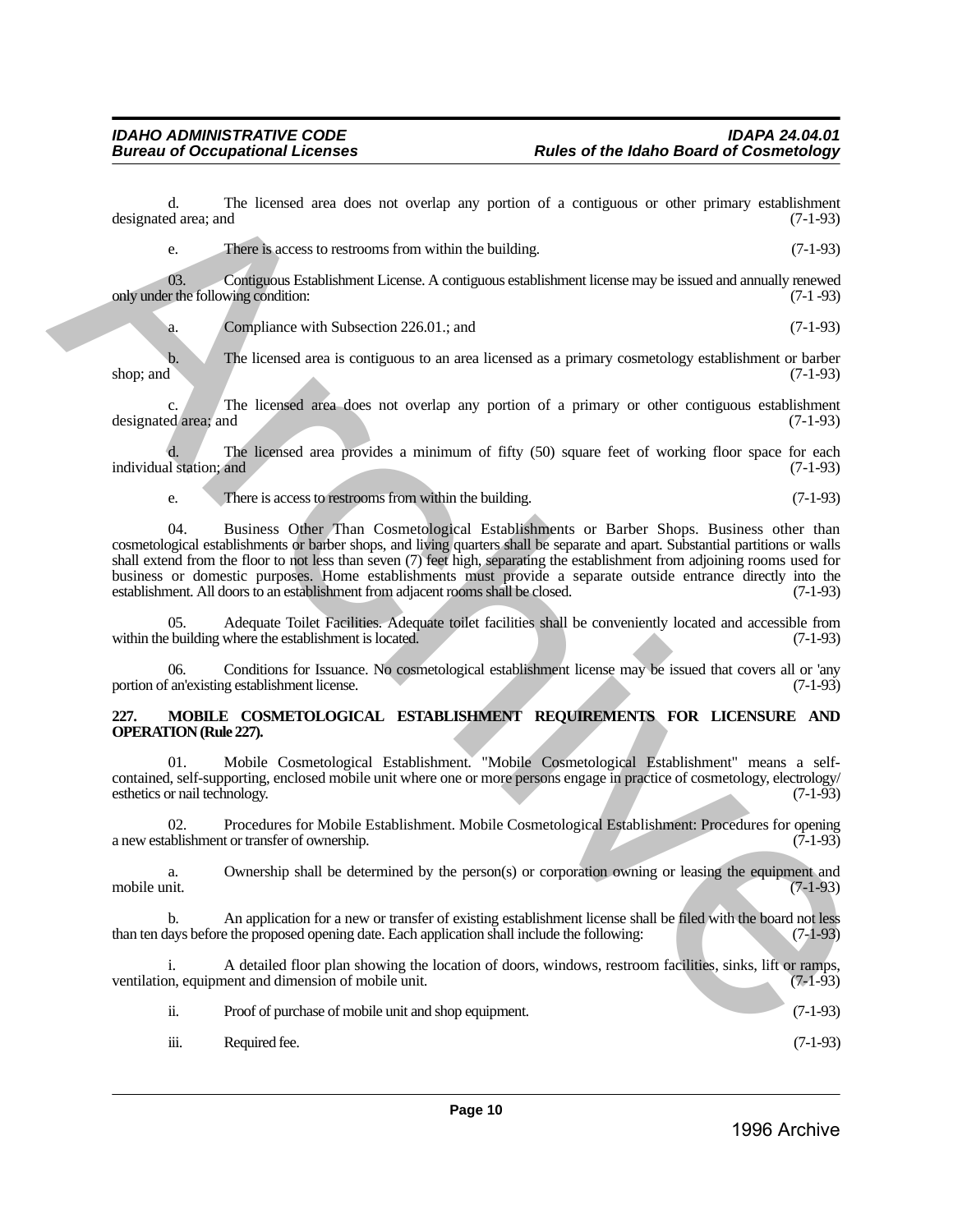d. The licensed area does not overlap any portion of a contiguous or other primary establishment designated area; and (7-1-93)

e. There is access to restrooms from within the building. (7-1-93)

03. Contiguous Establishment License. A contiguous establishment license may be issued and annually renewed only under the following condition: (7-1 -93)

a. Compliance with Subsection 226.01.; and (7-1-93)

b. The licensed area is contiguous to an area licensed as a primary cosmetology establishment or barber shop; and (7-1-93)

c. The licensed area does not overlap any portion of a primary or other contiguous establishment designated area; and (7-1-93)

d. The licensed area provides a minimum of fifty (50) square feet of working floor space for each individual station; and (7-1-93)

e. There is access to restrooms from within the building. (7-1-93)

04. Business Other Than Cosmetological Establishments or Barber Shops. Business other than cosmetological establishments or barber shops, and living quarters shall be separate and apart. Substantial partitions or walls shall extend from the floor to not less than seven (7) feet high, separating the establishment from adjoining rooms used for business or domestic purposes. Home establishments must provide a separate outside entrance directly into the establishment. All doors to an establishment from adjacent rooms shall be closed. (7-1-93)

05. Adequate Toilet Facilities. Adequate toilet facilities shall be conveniently located and accessible from within the building where the establishment is located. (7-1-93)

06. Conditions for Issuance. No cosmetological establishment license may be issued that covers all or 'any portion of an'existing establishment license. (7-1-93)

**227. MOBILE COSMETOLOGICAL ESTABLISHMENT REQUIREMENTS FOR LICENSURE AND OPERATION (Rule 227).**

01. Mobile Cosmetological Establishment. "Mobile Cosmetological Establishment" means a self-contained, self-supporting, enclosed mobile unit where one or more persons engage in practice of cosmetology, electrology/esthetics or nail technology. (7-1-93)

02. Procedures for Mobile Establishment. Mobile Cosmetological Establishment: Procedures for opening a new establishment or transfer of ownership. (7-1-93)

a. Ownership shall be determined by the person(s) or corporation owning or leasing the equipment and mobile unit. (7-1-93)

b. An application for a new or transfer of existing establishment license shall be filed with the board not less than ten days before the proposed opening date. Each application shall include the following: (7-1-93)

i. A detailed floor plan showing the location of doors, windows, restroom facilities, sinks, lift or ramps, ventilation, equipment and dimension of mobile unit. (7-1-93)

ii. Proof of purchase of mobile unit and shop equipment. (7-1-93)

iii. Required fee. (7-1-93)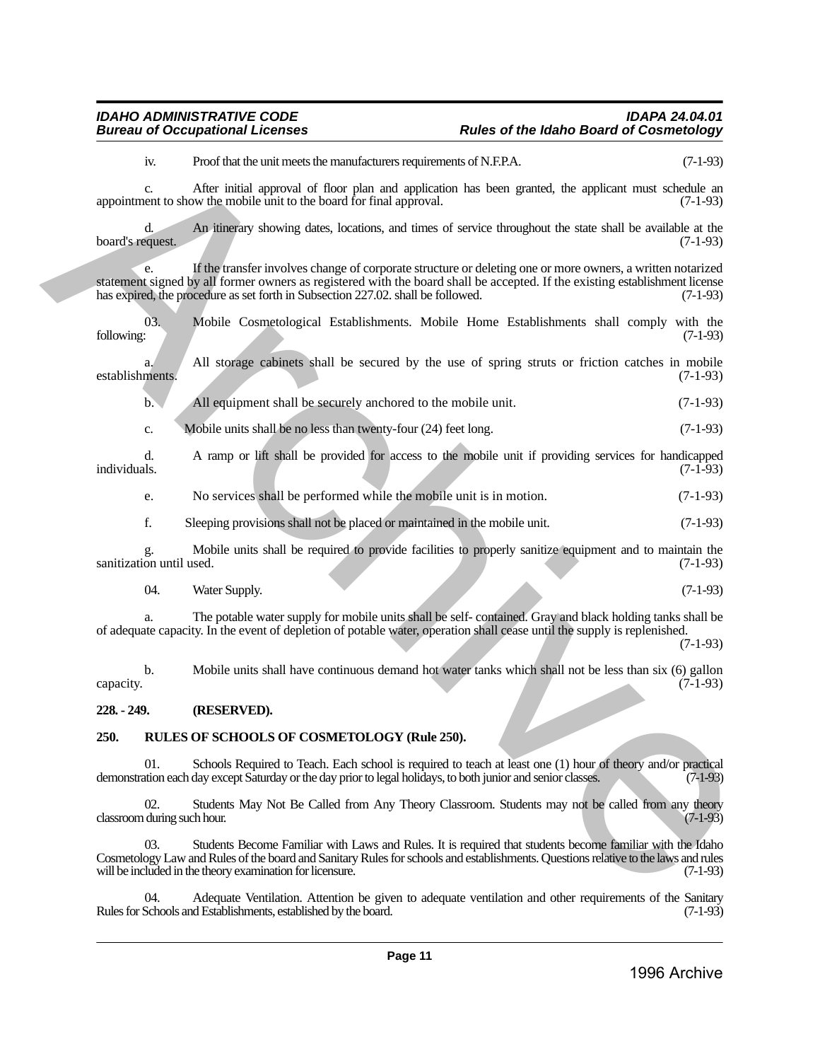iv. Proof that the unit meets the manufacturers requirements of N.F.P.A. (7-1-93)

c. After initial approval of floor plan and application has been granted, the applicant must schedule an appointment to show the mobile unit to the board for final approval. (7-1-93)

d. An itinerary showing dates, locations, and times of service throughout the state shall be available at the board's request. (7-1-93)

e. If the transfer involves change of corporate structure or deleting one or more owners, a written notarized statement signed by all former owners as registered with the board shall be accepted. If the existing establishment license has expired, the procedure as set forth in Subsection 227.02. shall be followed. (7-1-93)

03. Mobile Cosmetological Establishments. Mobile Home Establishments shall comply with the following: (7-1-93)

a. All storage cabinets shall be secured by the use of spring struts or friction catches in mobile establishments. (7-1-93)

b. All equipment shall be securely anchored to the mobile unit. (7-1-93)

c. Mobile units shall be no less than twenty-four (24) feet long. (7-1-93)

d. A ramp or lift shall be provided for access to the mobile unit if providing services for handicapped individuals. (7-1-93)

e. No services shall be performed while the mobile unit is in motion. (7-1-93)

f. Sleeping provisions shall not be placed or maintained in the mobile unit. (7-1-93)

g. Mobile units shall be required to provide facilities to properly sanitize equipment and to maintain the sanitization until used. (7-1-93)

04. Water Supply. (7-1-93)

a. The potable water supply for mobile units shall be self- contained. Gray and black holding tanks shall be of adequate capacity. In the event of depletion of potable water, operation shall cease until the supply is replenished. (7-1-93)

b. Mobile units shall have continuous demand hot water tanks which shall not be less than six (6) gallon capacity. (7-1-93)

**228. - 249. (RESERVED).**

**250. RULES OF SCHOOLS OF COSMETOLOGY (Rule 250).**

01. Schools Required to Teach. Each school is required to teach at least one (1) hour of theory and/or practical demonstration each day except Saturday or the day prior to legal holidays, to both junior and senior classes. (7-1-93)

02. Students May Not Be Called from Any Theory Classroom. Students may not be called from any theory classroom during such hour. (7-1-93)

03. Students Become Familiar with Laws and Rules. It is required that students become familiar with the Idaho Cosmetology Law and Rules of the board and Sanitary Rules for schools and establishments. Questions relative to the laws and rules will be included in the theory examination for licensure. (7-1-93)

04. Adequate Ventilation. Attention be given to adequate ventilation and other requirements of the Sanitary Rules for Schools and Establishments, established by the board. (7-1-93)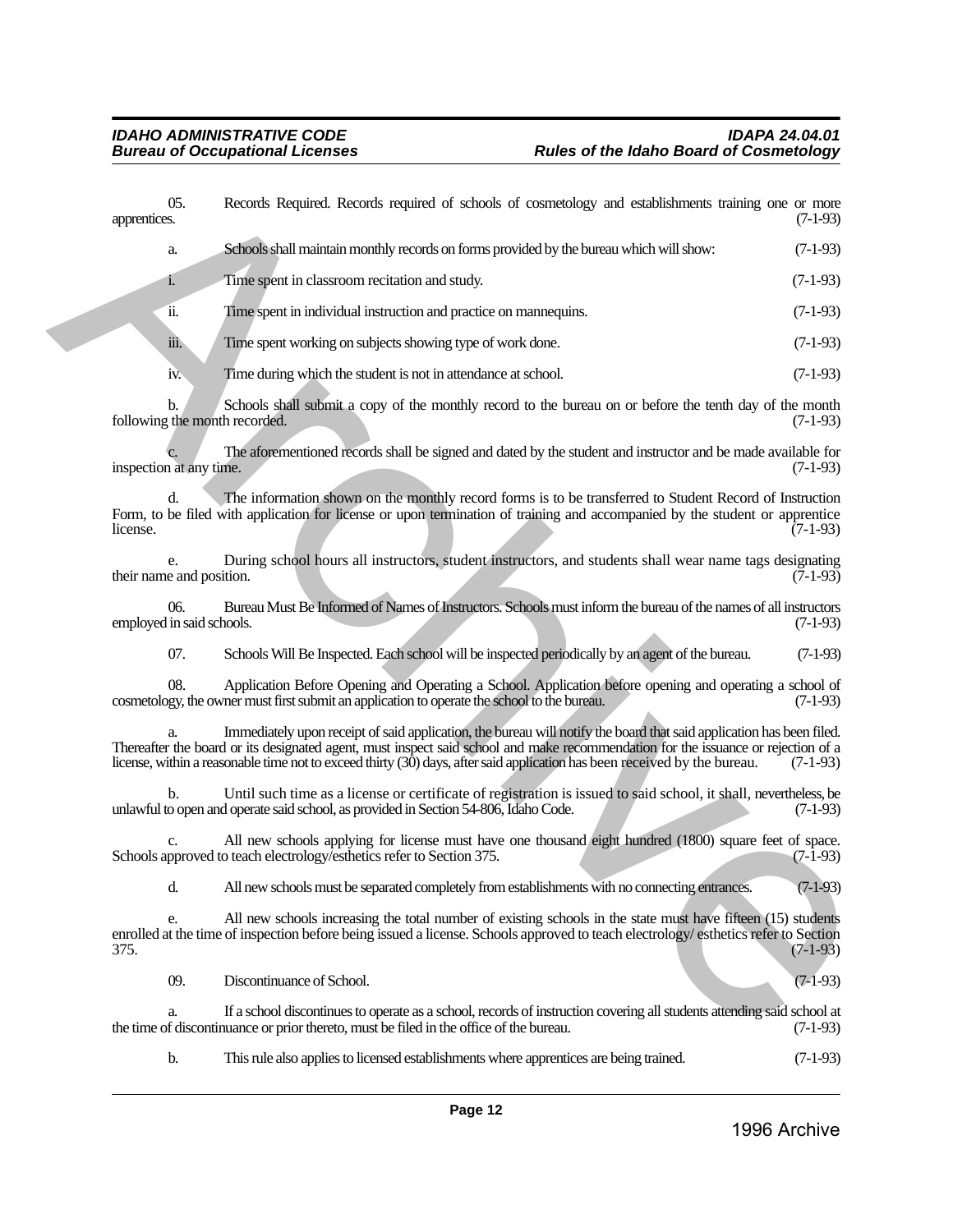05. Records Required. Records required of schools of cosmetology and establishments training one or more apprentices. (7-1-93)

a. Schools shall maintain monthly records on forms provided by the bureau which will show: (7-1-93)

i. Time spent in classroom recitation and study. (7-1-93)

ii. Time spent in individual instruction and practice on mannequins. (7-1-93)

iii. Time spent working on subjects showing type of work done. (7-1-93)

iv. Time during which the student is not in attendance at school. (7-1-93)

b. Schools shall submit a copy of the monthly record to the bureau on or before the tenth day of the month following the month recorded. (7-1-93)

c. The aforementioned records shall be signed and dated by the student and instructor and be made available for inspection at any time. (7-1-93)

d. The information shown on the monthly record forms is to be transferred to Student Record of Instruction Form, to be filed with application for license or upon termination of training and accompanied by the student or apprentice license. (7-1-93)

e. During school hours all instructors, student instructors, and students shall wear name tags designating their name and position. (7-1-93)

06. Bureau Must Be Informed of Names of Instructors. Schools must inform the bureau of the names of all instructors employed in said schools. (7-1-93)

07. Schools Will Be Inspected. Each school will be inspected periodically by an agent of the bureau. (7-1-93)

08. Application Before Opening and Operating a School. Application before opening and operating a school of cosmetology, the owner must first submit an application to operate the school to the bureau. (7-1-93)

a. Immediately upon receipt of said application, the bureau will notify the board that said application has been filed. Thereafter the board or its designated agent, must inspect said school and make recommendation for the issuance or rejection of a license, within a reasonable time not to exceed thirty (30) days, after said application has been received by the bureau. (7-1-93)

b. Until such time as a license or certificate of registration is issued to said school, it shall, nevertheless, be unlawful to open and operate said school, as provided in Section 54-806, Idaho Code. (7-1-93)

c. All new schools applying for license must have one thousand eight hundred (1800) square feet of space. Schools approved to teach electrology/esthetics refer to Section 375. (7-1-93)

d. All new schools must be separated completely from establishments with no connecting entrances. (7-1-93)

e. All new schools increasing the total number of existing schools in the state must have fifteen (15) students enrolled at the time of inspection before being issued a license. Schools approved to teach electrology/ esthetics refer to Section 375. (7-1-93)

09. Discontinuance of School. (7-1-93)

a. If a school discontinues to operate as a school, records of instruction covering all students attending said school at the time of discontinuance or prior thereto, must be filed in the office of the bureau. (7-1-93)

b. This rule also applies to licensed establishments where apprentices are being trained. (7-1-93)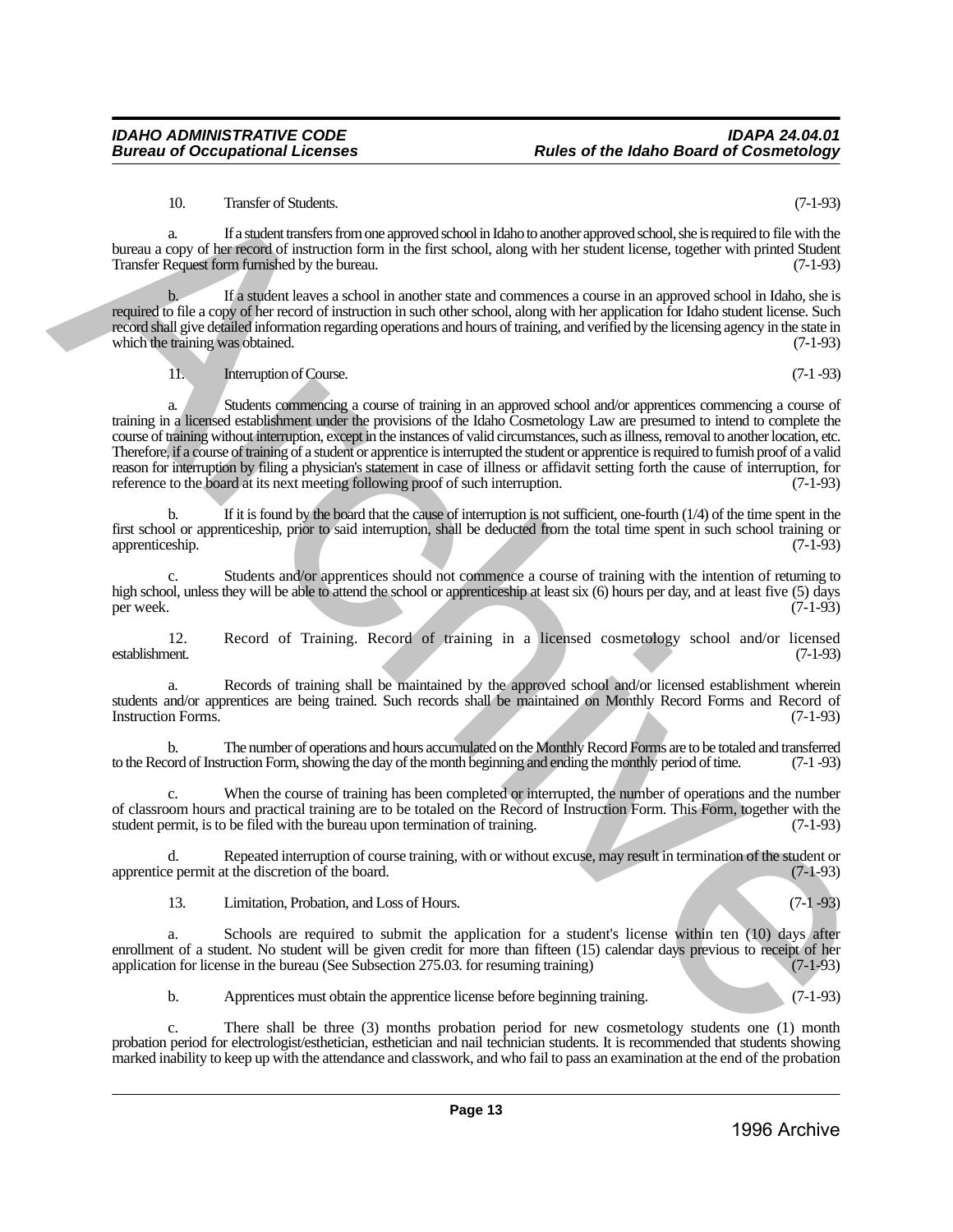10. Transfer of Students. (7-1-93)

a. If a student transfers from one approved school in Idaho to another approved school, she is required to file with the bureau a copy of her record of instruction form in the first school, along with her student license, together with printed Student Transfer Request form furnished by the bureau. (7-1-93)

b. If a student leaves a school in another state and commences a course in an approved school in Idaho, she is required to file a copy of her record of instruction in such other school, along with her application for Idaho student license. Such record shall give detailed information regarding operations and hours of training, and verified by the licensing agency in the state in which the training was obtained. (7-1-93)

11. Interruption of Course. (7-1 -93)

a. Students commencing a course of training in an approved school and/or apprentices commencing a course of training in a licensed establishment under the provisions of the Idaho Cosmetology Law are presumed to intend to complete the course of training without interruption, except in the instances of valid circumstances, such as illness, removal to another location, etc. Therefore, if a course of training of a student or apprentice is interrupted the student or apprentice is required to furnish proof of a valid reason for interruption by filing a physician's statement in case of illness or affidavit setting forth the cause of interruption, for reference to the board at its next meeting following proof of such interruption. (7-1-93)

b. If it is found by the board that the cause of interruption is not sufficient, one-fourth (1/4) of the time spent in the first school or apprenticeship, prior to said interruption, shall be deducted from the total time spent in such school training or apprenticeship. (7-1-93)

c. Students and/or apprentices should not commence a course of training with the intention of returning to high school, unless they will be able to attend the school or apprenticeship at least six (6) hours per day, and at least five (5) days per week. (7-1-93)

12. Record of Training. Record of training in a licensed cosmetology school and/or licensed establishment. (7-1-93)

a. Records of training shall be maintained by the approved school and/or licensed establishment wherein students and/or apprentices are being trained. Such records shall be maintained on Monthly Record Forms and Record of Instruction Forms. (7-1-93)

b. The number of operations and hours accumulated on the Monthly Record Forms are to be totaled and transferred to the Record of Instruction Form, showing the day of the month beginning and ending the monthly period of time. (7-1 -93)

c. When the course of training has been completed or interrupted, the number of operations and the number of classroom hours and practical training are to be totaled on the Record of Instruction Form. This Form, together with the student permit, is to be filed with the bureau upon termination of training. (7-1-93)

d. Repeated interruption of course training, with or without excuse, may result in termination of the student or apprentice permit at the discretion of the board. (7-1-93)

13. Limitation, Probation, and Loss of Hours. (7-1 -93)

a. Schools are required to submit the application for a student's license within ten (10) days after enrollment of a student. No student will be given credit for more than fifteen (15) calendar days previous to receipt of her application for license in the bureau (See Subsection 275.03. for resuming training) (7-1-93)

b. Apprentices must obtain the apprentice license before beginning training. (7-1-93)

c. There shall be three (3) months probation period for new cosmetology students one (1) month probation period for electrologist/esthetician, esthetician and nail technician students. It is recommended that students showing marked inability to keep up with the attendance and classwork, and who fail to pass an examination at the end of the probation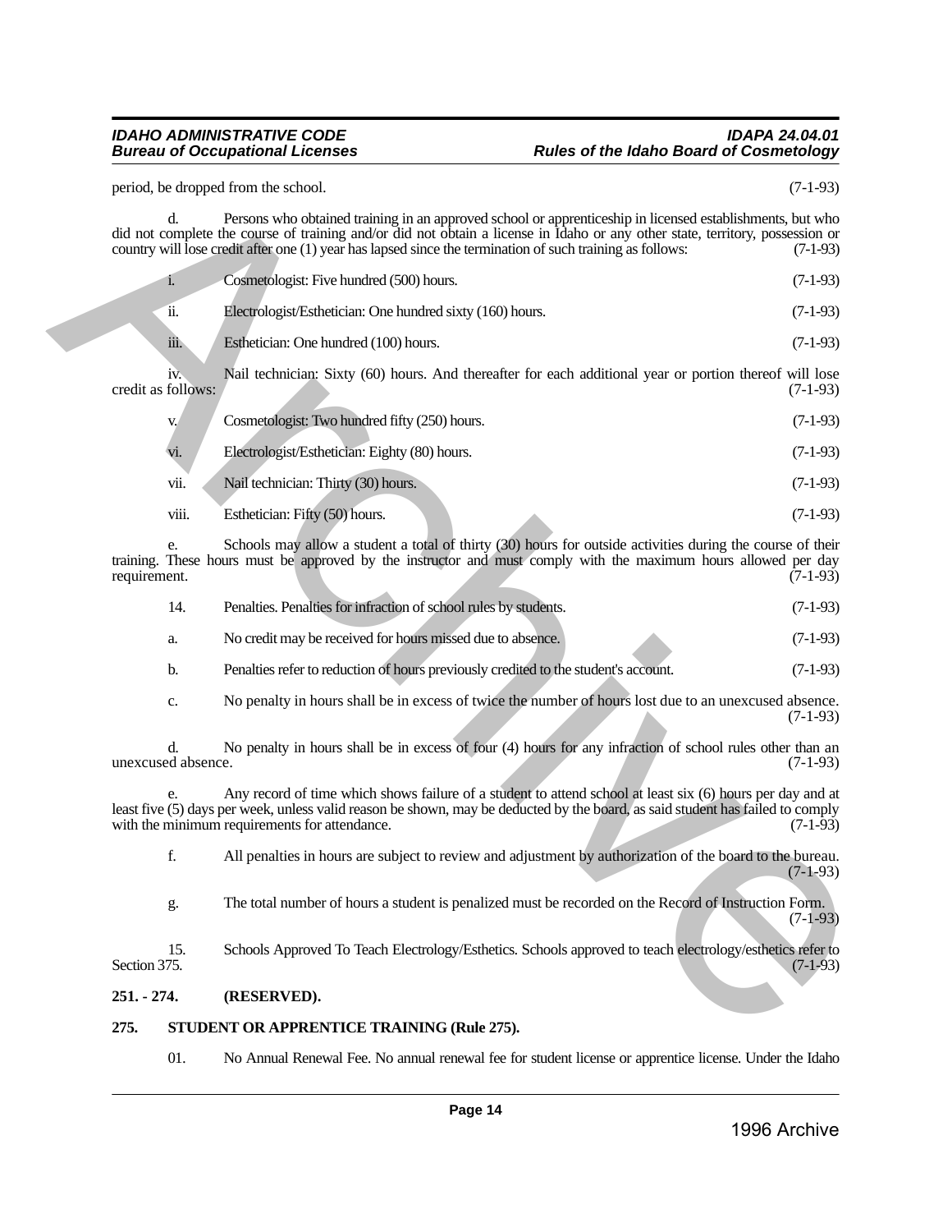period, be dropped from the school. (7-1-93)

d. Persons who obtained training in an approved school or apprenticeship in licensed establishments, but who did not complete the course of training and/or did not obtain a license in Idaho or any other state, territory, possession or country will lose credit after one (1) year has lapsed since the termination of such training as follows: (7-1-93)

i. Cosmetologist: Five hundred (500) hours. (7-1-93)

ii. Electrologist/Esthetician: One hundred sixty (160) hours. (7-1-93)

iii. Esthetician: One hundred (100) hours. (7-1-93)

iv. Nail technician: Sixty (60) hours. And thereafter for each additional year or portion thereof will lose credit as follows: (7-1-93)

v. Cosmetologist: Two hundred fifty (250) hours. (7-1-93)

vi. Electrologist/Esthetician: Eighty (80) hours. (7-1-93)

vii. Nail technician: Thirty (30) hours. (7-1-93)

viii. Esthetician: Fifty (50) hours. (7-1-93)

e. Schools may allow a student a total of thirty (30) hours for outside activities during the course of their training. These hours must be approved by the instructor and must comply with the maximum hours allowed per day requirement. (7-1-93)

14. Penalties. Penalties for infraction of school rules by students. (7-1-93)

a. No credit may be received for hours missed due to absence. (7-1-93)

b. Penalties refer to reduction of hours previously credited to the student's account. (7-1-93)

c. No penalty in hours shall be in excess of twice the number of hours lost due to an unexcused absence. (7-1-93)

d. No penalty in hours shall be in excess of four (4) hours for any infraction of school rules other than an unexcused absence. (7-1-93)

e. Any record of time which shows failure of a student to attend school at least six (6) hours per day and at least five (5) days per week, unless valid reason be shown, may be deducted by the board, as said student has failed to comply with the minimum requirements for attendance. (7-1-93)

f. All penalties in hours are subject to review and adjustment by authorization of the board to the bureau. (7-1-93)

g. The total number of hours a student is penalized must be recorded on the Record of Instruction Form. (7-1-93)

15. Schools Approved To Teach Electrology/Esthetics. Schools approved to teach electrology/esthetics refer to Section 375. (7-1-93)

**251. - 274. (RESERVED).**

**275. STUDENT OR APPRENTICE TRAINING (Rule 275).**

01. No Annual Renewal Fee. No annual renewal fee for student license or apprentice license. Under the Idaho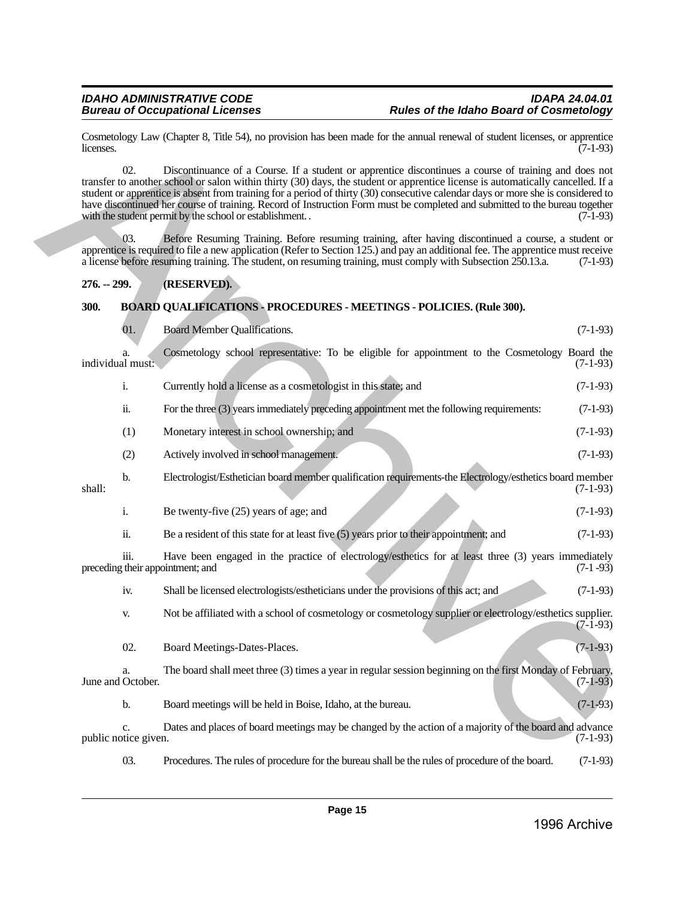Cosmetology Law (Chapter 8, Title 54), no provision has been made for the annual renewal of student licenses, or apprentice licenses. (7-1-93)

02. Discontinuance of a Course. If a student or apprentice discontinues a course of training and does not transfer to another school or salon within thirty (30) days, the student or apprentice license is automatically cancelled. If a student or apprentice is absent from training for a period of thirty (30) consecutive calendar days or more she is considered to have discontinued her course of training. Record of Instruction Form must be completed and submitted to the bureau together with the student permit by the school or establishment. . (7-1-93)

03. Before Resuming Training. Before resuming training, after having discontinued a course, a student or apprentice is required to file a new application (Refer to Section 125.) and pay an additional fee. The apprentice must receive a license before resuming training. The student, on resuming training, must comply with Subsection 250.13.a. (7-1-93)

**276. -- 299. (RESERVED).**

**300. BOARD QUALIFICATIONS - PROCEDURES - MEETINGS - POLICIES. (Rule 300).**

01. Board Member Qualifications. (7-1-93)

a. Cosmetology school representative: To be eligible for appointment to the Cosmetology Board the individual must: (7-1-93)

i. Currently hold a license as a cosmetologist in this state; and (7-1-93)

ii. For the three (3) years immediately preceding appointment met the following requirements: (7-1-93)

(1) Monetary interest in school ownership; and (7-1-93)

(2) Actively involved in school management. (7-1-93)

b. Electrologist/Esthetician board member qualification requirements-the Electrology/esthetics board member shall: (7-1-93)

i. Be twenty-five (25) years of age; and (7-1-93)

ii. Be a resident of this state for at least five (5) years prior to their appointment; and (7-1-93)

iii. Have been engaged in the practice of electrology/esthetics for at least three (3) years immediately preceding their appointment; and (7-1 -93)

iv. Shall be licensed electrologists/estheticians under the provisions of this act; and (7-1-93)

v. Not be affiliated with a school of cosmetology or cosmetology supplier or electrology/esthetics supplier. (7-1-93)

02. Board Meetings-Dates-Places. (7-1-93)

a. The board shall meet three (3) times a year in regular session beginning on the first Monday of February, June and October. (7-1-93)

b. Board meetings will be held in Boise, Idaho, at the bureau. (7-1-93)

c. Dates and places of board meetings may be changed by the action of a majority of the board and advance public notice given. (7-1-93)

03. Procedures. The rules of procedure for the bureau shall be the rules of procedure of the board. (7-1-93)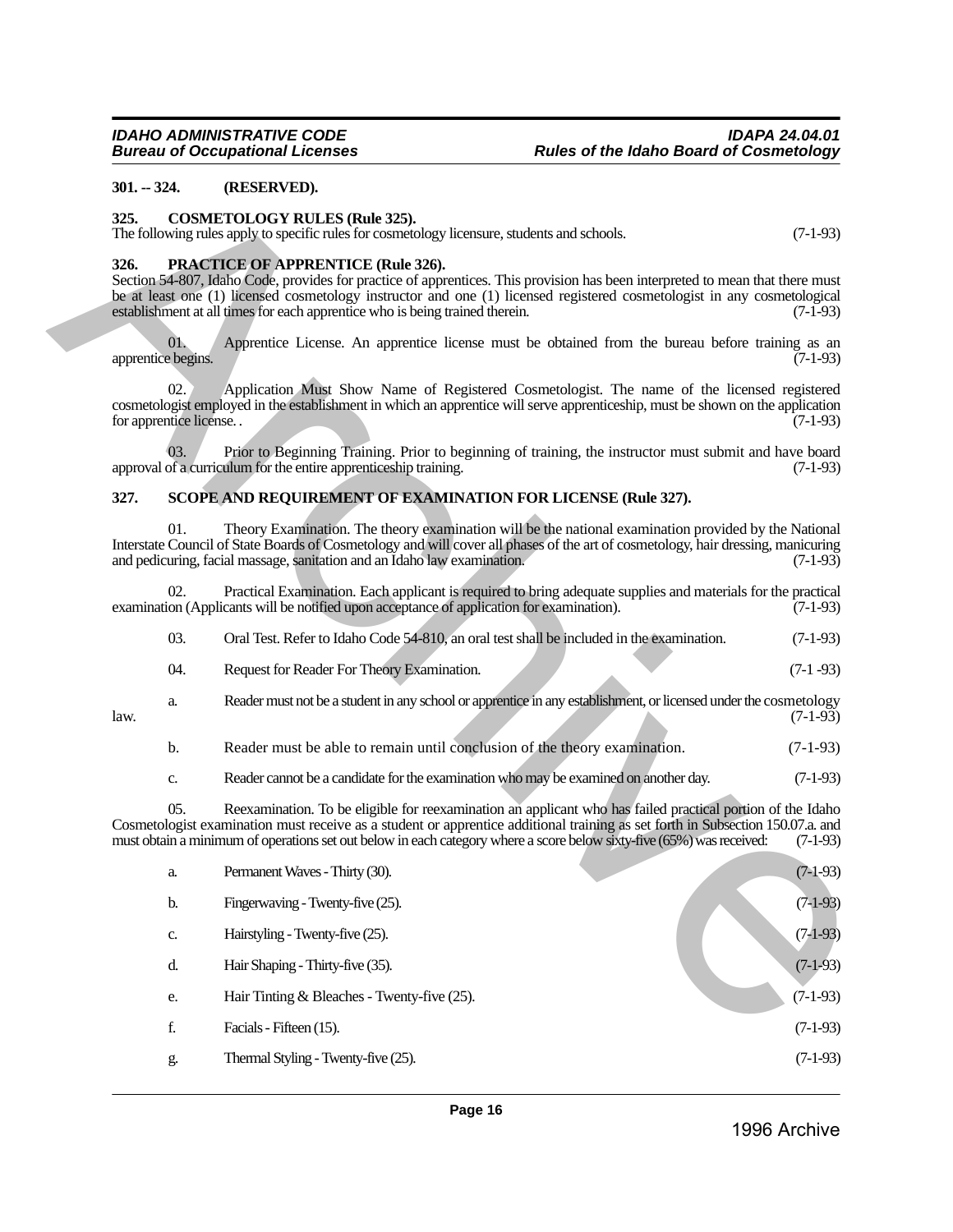**301. -- 324. (RESERVED).**

**325. COSMETOLOGY RULES (Rule 325).**

The following rules apply to specific rules for cosmetology licensure, students and schools. (7-1-93)

**326. PRACTICE OF APPRENTICE (Rule 326).**

Section 54-807, Idaho Code, provides for practice of apprentices. This provision has been interpreted to mean that there must be at least one (1) licensed cosmetology instructor and one (1) licensed registered cosmetologist in any cosmetological establishment at all times for each apprentice who is being trained therein. (7-1-93)

01. Apprentice License. An apprentice license must be obtained from the bureau before training as an apprentice begins. (7-1-93)

02. Application Must Show Name of Registered Cosmetologist. The name of the licensed registered cosmetologist employed in the establishment in which an apprentice will serve apprenticeship, must be shown on the application for apprentice license. . (7-1-93)

03. Prior to Beginning Training. Prior to beginning of training, the instructor must submit and have board approval of a curriculum for the entire apprenticeship training. (7-1-93)

**327. SCOPE AND REQUIREMENT OF EXAMINATION FOR LICENSE (Rule 327).**

01. Theory Examination. The theory examination will be the national examination provided by the National Interstate Council of State Boards of Cosmetology and will cover all phases of the art of cosmetology, hair dressing, manicuring and pedicuring, facial massage, sanitation and an Idaho law examination. (7-1-93)

02. Practical Examination. Each applicant is required to bring adequate supplies and materials for the practical examination (Applicants will be notified upon acceptance of application for examination). (7-1-93)

03. Oral Test. Refer to Idaho Code 54-810, an oral test shall be included in the examination. (7-1-93)

04. Request for Reader For Theory Examination. (7-1 -93)

a. Reader must not be a student in any school or apprentice in any establishment, or licensed under the cosmetology law. (7-1-93)

b. Reader must be able to remain until conclusion of the theory examination. (7-1-93)

c. Reader cannot be a candidate for the examination who may be examined on another day. (7-1-93)

05. Reexamination. To be eligible for reexamination an applicant who has failed practical portion of the Idaho Cosmetologist examination must receive as a student or apprentice additional training as set forth in Subsection 150.07.a. and must obtain a minimum of operations set out below in each category where a score below sixty-five (65%) was received: (7-1-93)

a. Permanent Waves - Thirty (30). (7-1-93)

b. Fingerwaving - Twenty-five (25). (7-1-93)

c. Hairstyling - Twenty-five (25). (7-1-93)

d. Hair Shaping - Thirty-five (35). (7-1-93)

e. Hair Tinting & Bleaches - Twenty-five (25). (7-1-93)

f. Facials - Fifteen (15). (7-1-93)

g. Thermal Styling - Twenty-five (25). (7-1-93)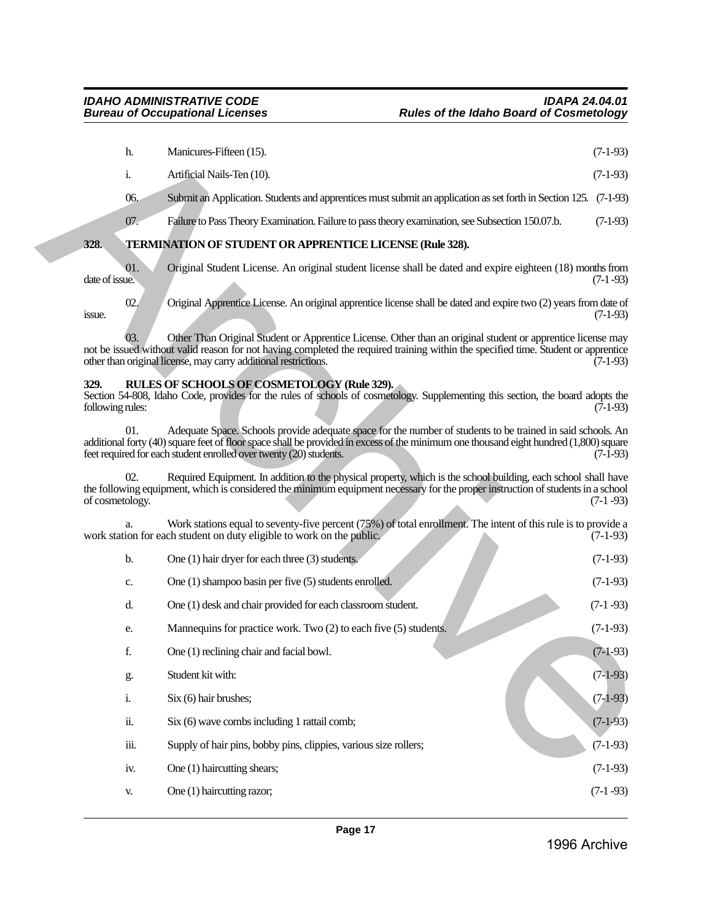h. Manicures-Fifteen (15). (7-1-93)

i. Artificial Nails-Ten (10). (7-1-93)

06. Submit an Application. Students and apprentices must submit an application as set forth in Section 125. (7-1-93)

07. Failure to Pass Theory Examination. Failure to pass theory examination, see Subsection 150.07.b. (7-1-93)

## 328. TERMINATION OF STUDENT OR APPRENTICE LICENSE (Rule 328).

01. Original Student License. An original student license shall be dated and expire eighteen (18) months from date of issue. (7-1-93)

02. Original Apprentice License. An original apprentice license shall be dated and expire two (2) years from date of issue. (7-1-93)

03. Other Than Original Student or Apprentice License. Other than an original student or apprentice license may not be issued without valid reason for not having completed the required training within the specified time. Student or apprentice other than original license, may carry additional restrictions. (7-1-93)

## 329. RULES OF SCHOOLS OF COSMETOLOGY (Rule 329).

Section 54-808, Idaho Code, provides for the rules of schools of cosmetology. Supplementing this section, the board adopts the following rules: (7-1-93)

01. Adequate Space. Schools provide adequate space for the number of students to be trained in said schools. An additional forty (40) square feet of floor space shall be provided in excess of the minimum one thousand eight hundred (1,800) square feet required for each student enrolled over twenty (20) students. (7-1-93)

02. Required Equipment. In addition to the physical property, which is the school building, each school shall have the following equipment, which is considered the minimum equipment necessary for the proper instruction of students in a school of cosmetology. (7-1-93)

a. Work stations equal to seventy-five percent (75%) of total enrollment. The intent of this rule is to provide a work station for each student on duty eligible to work on the public. (7-1-93)

b. One (1) hair dryer for each three (3) students. (7-1-93)

c. One (1) shampoo basin per five (5) students enrolled. (7-1-93)

d. One (1) desk and chair provided for each classroom student. (7-1-93)

e. Mannequins for practice work. Two (2) to each five (5) students. (7-1-93)

f. One (1) reclining chair and facial bowl. (7-1-93)

g. Student kit with: (7-1-93)

i. Six (6) hair brushes; (7-1-93)

ii. Six (6) wave combs including 1 rattail comb; (7-1-93)

iii. Supply of hair pins, bobby pins, clippies, various size rollers; (7-1-93)

iv. One (1) haircutting shears; (7-1-93)

v. One (1) haircutting razor; (7-1-93)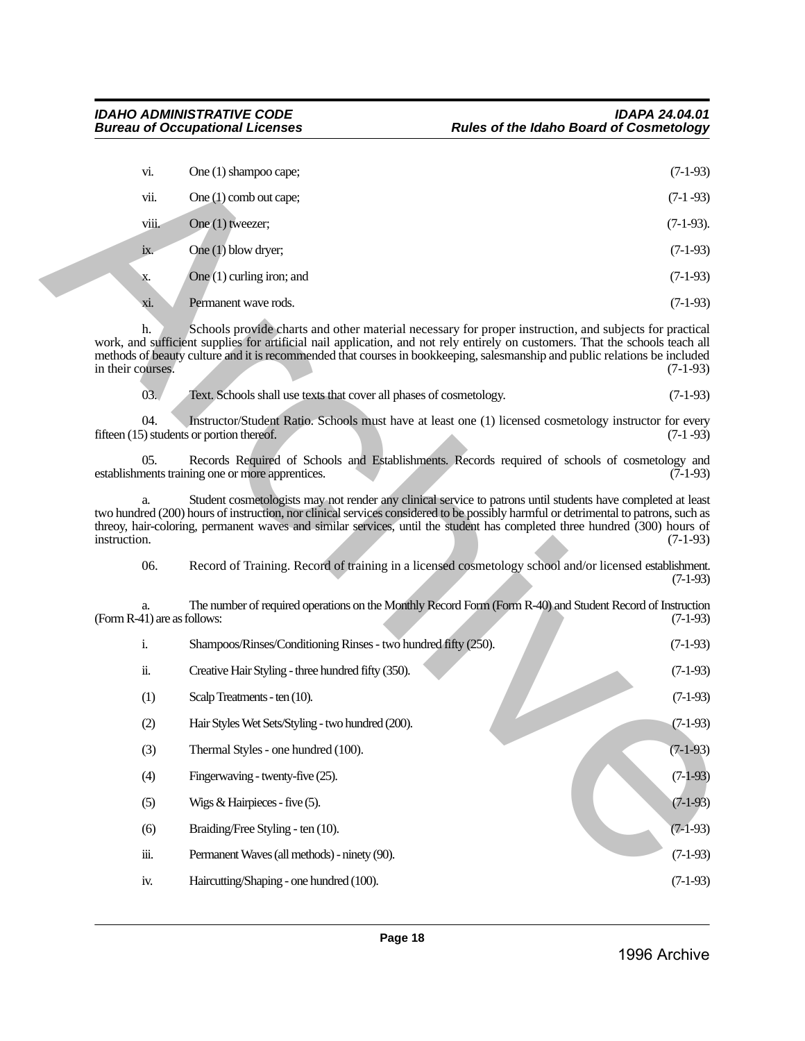vi. One (1) shampoo cape; (7-1-93)

vii. One (1) comb out cape; (7-1 -93)

viii. One (1) tweezer; (7-1-93).

ix. One (1) blow dryer; (7-1-93)

x. One (1) curling iron; and (7-1-93)

xi. Permanent wave rods. (7-1-93)

h. Schools provide charts and other material necessary for proper instruction, and subjects for practical work, and sufficient supplies for artificial nail application, and not rely entirely on customers. That the schools teach all methods of beauty culture and it is recommended that courses in bookkeeping, salesmanship and public relations be included in their courses. (7-1-93)

03. Text. Schools shall use texts that cover all phases of cosmetology. (7-1-93)

04. Instructor/Student Ratio. Schools must have at least one (1) licensed cosmetology instructor for every fifteen (15) students or portion thereof. (7-1 -93)

05. Records Required of Schools and Establishments. Records required of schools of cosmetology and establishments training one or more apprentices. (7-1-93)

a. Student cosmetologists may not render any clinical service to patrons until students have completed at least two hundred (200) hours of instruction, nor clinical services considered to be possibly harmful or detrimental to patrons, such as threoy, hair-coloring, permanent waves and similar services, until the student has completed three hundred (300) hours of instruction. (7-1-93)

06. Record of Training. Record of training in a licensed cosmetology school and/or licensed establishment. (7-1-93)

a. The number of required operations on the Monthly Record Form (Form R-40) and Student Record of Instruction (Form R-41) are as follows: (7-1-93)

i. Shampoos/Rinses/Conditioning Rinses - two hundred fifty (250). (7-1-93)

ii. Creative Hair Styling - three hundred fifty (350). (7-1-93)

(1) Scalp Treatments - ten (10). (7-1-93)

(2) Hair Styles Wet Sets/Styling - two hundred (200). (7-1-93)

(3) Thermal Styles - one hundred (100). (7-1-93)

(4) Fingerwaving - twenty-five (25). (7-1-93)

(5) Wigs & Hairpieces - five (5). (7-1-93)

(6) Braiding/Free Styling - ten (10). (7-1-93)

iii. Permanent Waves (all methods) - ninety (90). (7-1-93)

iv. Haircutting/Shaping - one hundred (100). (7-1-93)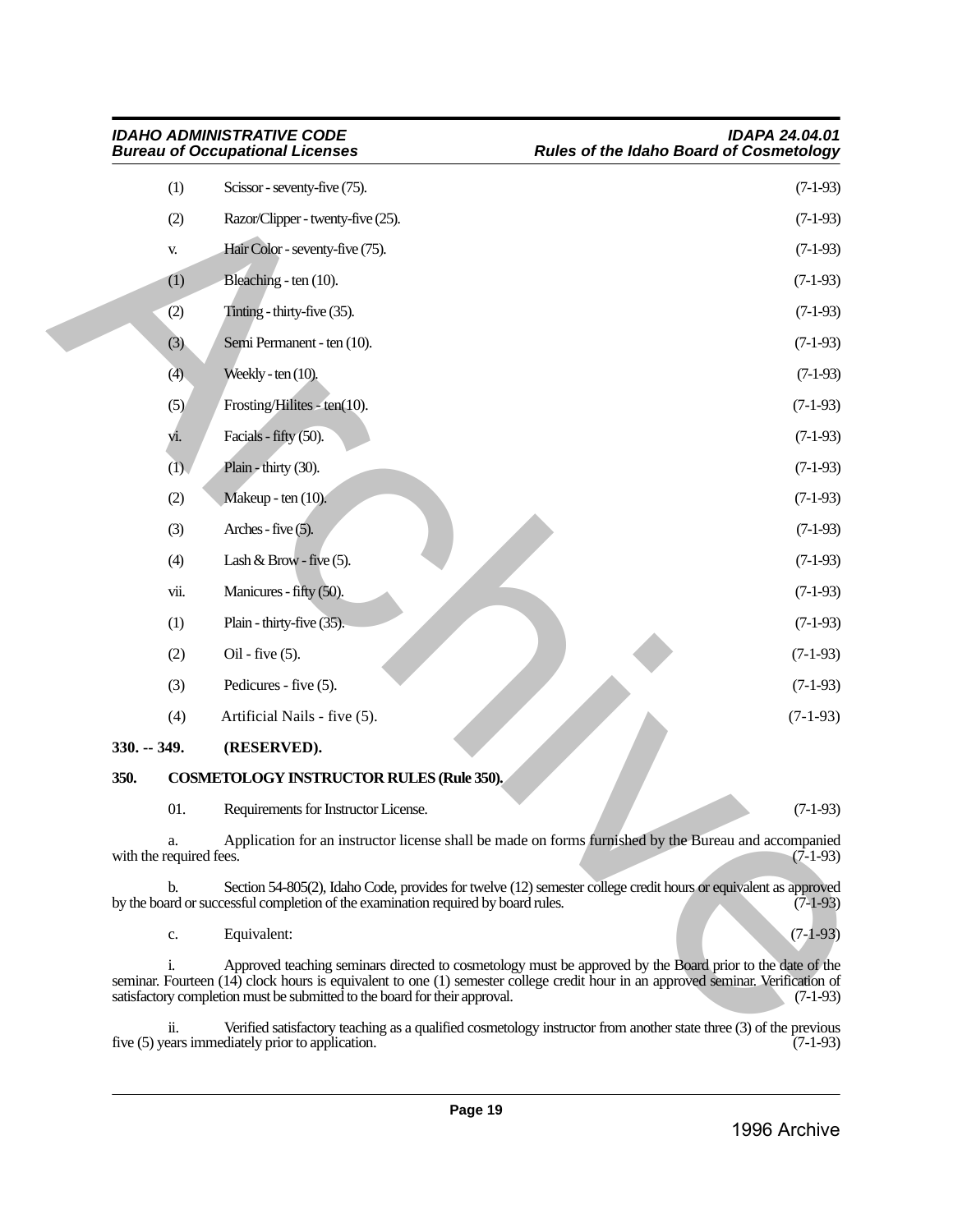(1) Scissor - seventy-five (75). (7-1-93)

(2) Razor/Clipper - twenty-five (25). (7-1-93)

v. Hair Color - seventy-five (75). (7-1-93)

(1) Bleaching - ten (10). (7-1-93)

(2) Tinting - thirty-five (35). (7-1-93)

(3) Semi Permanent - ten (10). (7-1-93)

(4) Weekly - ten (10). (7-1-93)

(5) Frosting/Hilites - ten(10). (7-1-93)

vi. Facials - fifty (50). (7-1-93)

(1) Plain - thirty (30). (7-1-93)

(2) Makeup - ten (10). (7-1-93)

(3) Arches - five (5). (7-1-93)

(4) Lash & Brow - five (5). (7-1-93)

vii. Manicures - fifty (50). (7-1-93)

(1) Plain - thirty-five (35). (7-1-93)

(2) Oil - five (5). (7-1-93)

(3) Pedicures - five (5). (7-1-93)

(4) Artificial Nails - five (5). (7-1-93)

**330. -- 349. (RESERVED).**

**350. COSMETOLOGY INSTRUCTOR RULES (Rule 350).**

01. Requirements for Instructor License. (7-1-93)

a. Application for an instructor license shall be made on forms furnished by the Bureau and accompanied with the required fees. (7-1-93)

b. Section 54-805(2), Idaho Code, provides for twelve (12) semester college credit hours or equivalent as approved by the board or successful completion of the examination required by board rules. (7-1-93)

c. Equivalent: (7-1-93)

i. Approved teaching seminars directed to cosmetology must be approved by the Board prior to the date of the seminar. Fourteen (14) clock hours is equivalent to one (1) semester college credit hour in an approved seminar. Verification of satisfactory completion must be submitted to the board for their approval. (7-1-93)

ii. Verified satisfactory teaching as a qualified cosmetology instructor from another state three (3) of the previous five (5) years immediately prior to application. (7-1-93)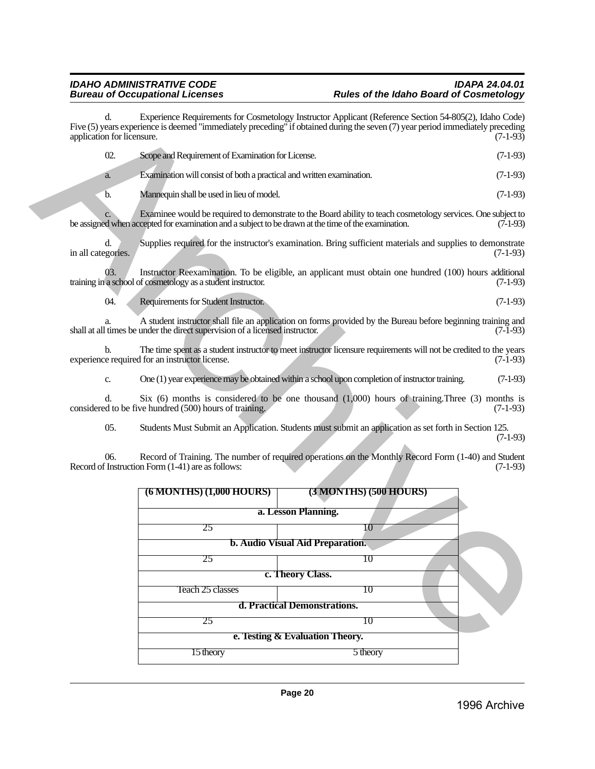d. Experience Requirements for Cosmetology Instructor Applicant (Reference Section 54-805(2), Idaho Code) Five (5) years experience is deemed "immediately preceding" if obtained during the seven (7) year period immediately preceding application for licensure. (7-1-93)

02. Scope and Requirement of Examination for License. (7-1-93)

a. Examination will consist of both a practical and written examination. (7-1-93)

b. Mannequin shall be used in lieu of model. (7-1-93)

c. Examinee would be required to demonstrate to the Board ability to teach cosmetology services. One subject to be assigned when accepted for examination and a subject to be drawn at the time of the examination. (7-1-93)

d. Supplies required for the instructor's examination. Bring sufficient materials and supplies to demonstrate in all categories. (7-1-93)

03. Instructor Reexamination. To be eligible, an applicant must obtain one hundred (100) hours additional training in a school of cosmetology as a student instructor. (7-1-93)

04. Requirements for Student Instructor. (7-1-93)

a. A student instructor shall file an application on forms provided by the Bureau before beginning training and shall at all times be under the direct supervision of a licensed instructor. (7-1-93)

b. The time spent as a student instructor to meet instructor licensure requirements will not be credited to the years experience required for an instructor license. (7-1-93)

c. One (1) year experience may be obtained within a school upon completion of instructor training. (7-1-93)

d. Six (6) months is considered to be one thousand (1,000) hours of training.Three (3) months is considered to be five hundred (500) hours of training. (7-1-93)

05. Students Must Submit an Application. Students must submit an application as set forth in Section 125. (7-1-93)

06. Record of Training. The number of required operations on the Monthly Record Form (1-40) and Student Record of Instruction Form (1-41) are as follows: (7-1-93)

| (6 MONTHS) (1,000 HOURS) | (3 MONTHS) (500 HOURS) |
|---|---|
| **a. Lesson Planning.** | |
| 25 | 10 |
| **b. Audio Visual Aid Preparation.** | |
| 25 | 10 |
| **c. Theory Class.** | |
| Teach 25 classes | 10 |
| **d. Practical Demonstrations.** | |
| 25 | 10 |
| **e. Testing & Evaluation Theory.** | |
| 15 theory | 5 theory |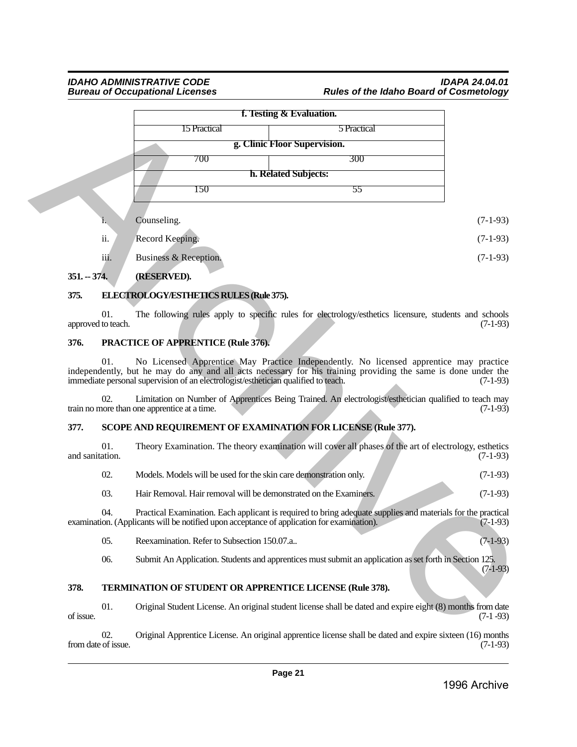| f. Testing & Evaluation. | |
|---|---|
| 15 Practical | 5 Practical |
| **g. Clinic Floor Supervision.** | |
| 700 | 300 |
| **h. Related Subjects:** | |
| 150 | 55 |

i. Counseling. (7-1-93)

ii. Record Keeping. (7-1-93)

iii. Business & Reception. (7-1-93)

**351. -- 374. (RESERVED).**

**375. ELECTROLOGY/ESTHETICS RULES (Rule 375).**

01. The following rules apply to specific rules for electrology/esthetics licensure, students and schools approved to teach. (7-1-93)

**376. PRACTICE OF APPRENTICE (Rule 376).**

01. No Licensed Apprentice May Practice Independently. No licensed apprentice may practice independently, but he may do any and all acts necessary for his training providing the same is done under the immediate personal supervision of an electrologist/esthetician qualified to teach. (7-1-93)

02. Limitation on Number of Apprentices Being Trained. An electrologist/esthetician qualified to teach may train no more than one apprentice at a time. (7-1-93)

**377. SCOPE AND REQUIREMENT OF EXAMINATION FOR LICENSE (Rule 377).**

01. Theory Examination. The theory examination will cover all phases of the art of electrology, esthetics and sanitation. (7-1-93)

02. Models. Models will be used for the skin care demonstration only. (7-1-93)

03. Hair Removal. Hair removal will be demonstrated on the Examiners. (7-1-93)

04. Practical Examination. Each applicant is required to bring adequate supplies and materials for the practical examination. (Applicants will be notified upon acceptance of application for examination). (7-1-93)

05. Reexamination. Refer to Subsection 150.07.a.. (7-1-93)

06. Submit An Application. Students and apprentices must submit an application as set forth in Section 125. (7-1-93)

**378. TERMINATION OF STUDENT OR APPRENTICE LICENSE (Rule 378).**

01. Original Student License. An original student license shall be dated and expire eight (8) months from date of issue. (7-1 -93)

02. Original Apprentice License. An original apprentice license shall be dated and expire sixteen (16) months from date of issue. (7-1-93)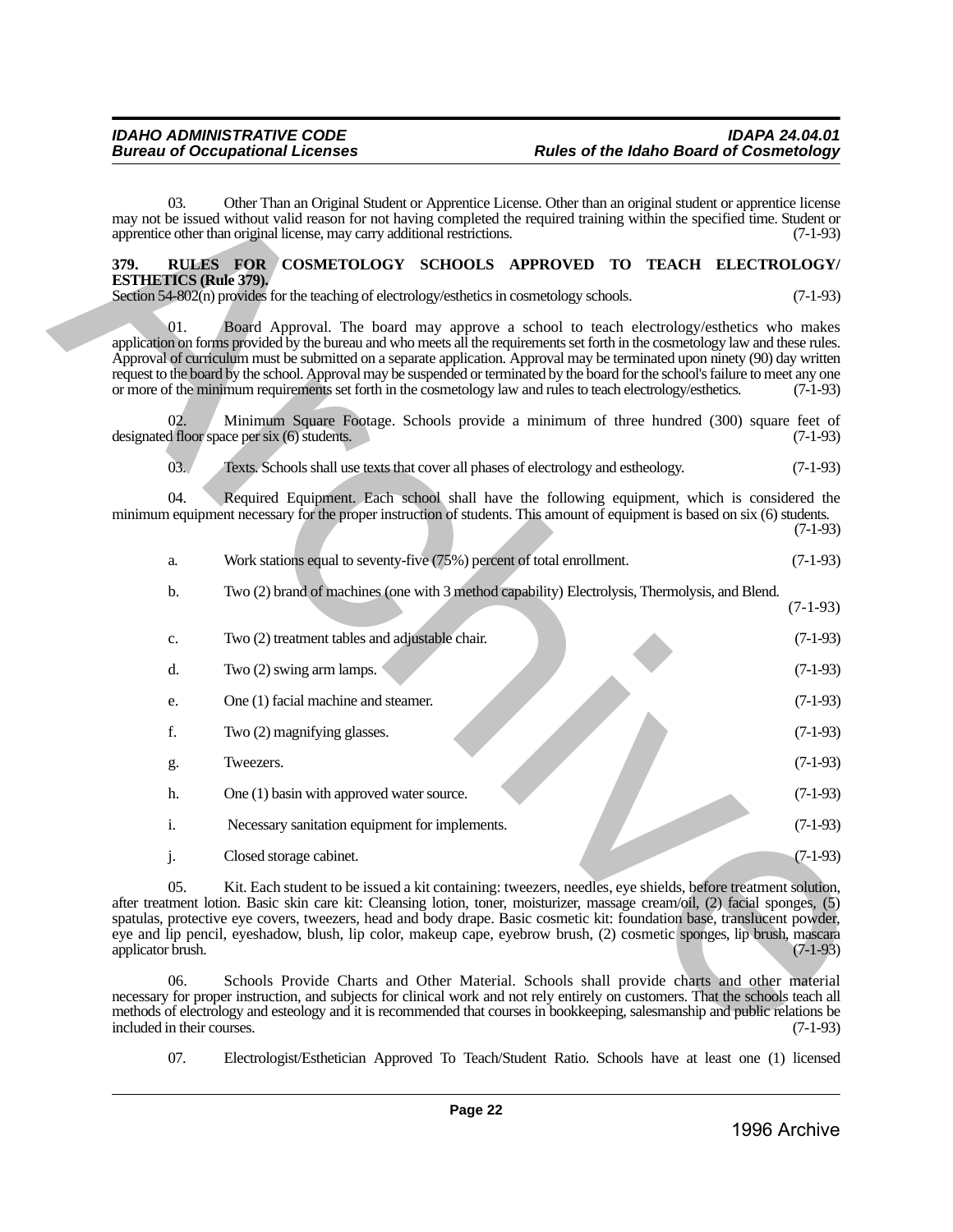03. Other Than an Original Student or Apprentice License. Other than an original student or apprentice license may not be issued without valid reason for not having completed the required training within the specified time. Student or apprentice other than original license, may carry additional restrictions. (7-1-93)

**379. RULES FOR COSMETOLOGY SCHOOLS APPROVED TO TEACH ELECTROLOGY/ ESTHETICS (Rule 379).**

Section 54-802(n) provides for the teaching of electrology/esthetics in cosmetology schools. (7-1-93)

01. Board Approval. The board may approve a school to teach electrology/esthetics who makes application on forms provided by the bureau and who meets all the requirements set forth in the cosmetology law and these rules. Approval of curriculum must be submitted on a separate application. Approval may be terminated upon ninety (90) day written request to the board by the school. Approval may be suspended or terminated by the board for the school's failure to meet any one or more of the minimum requirements set forth in the cosmetology law and rules to teach electrology/esthetics. (7-1-93)

02. Minimum Square Footage. Schools provide a minimum of three hundred (300) square feet of designated floor space per six (6) students. (7-1-93)

03. Texts. Schools shall use texts that cover all phases of electrology and estheology. (7-1-93)

04. Required Equipment. Each school shall have the following equipment, which is considered the minimum equipment necessary for the proper instruction of students. This amount of equipment is based on six (6) students. (7-1-93)

a. Work stations equal to seventy-five (75%) percent of total enrollment. (7-1-93)

b. Two (2) brand of machines (one with 3 method capability) Electrolysis, Thermolysis, and Blend. (7-1-93)

c. Two (2) treatment tables and adjustable chair. (7-1-93)

d. Two (2) swing arm lamps. (7-1-93)

e. One (1) facial machine and steamer. (7-1-93)

f. Two (2) magnifying glasses. (7-1-93)

g. Tweezers. (7-1-93)

h. One (1) basin with approved water source. (7-1-93)

i. Necessary sanitation equipment for implements. (7-1-93)

j. Closed storage cabinet. (7-1-93)

05. Kit. Each student to be issued a kit containing: tweezers, needles, eye shields, before treatment solution, after treatment lotion. Basic skin care kit: Cleansing lotion, toner, moisturizer, massage cream/oil, (2) facial sponges, (5) spatulas, protective eye covers, tweezers, head and body drape. Basic cosmetic kit: foundation base, translucent powder, eye and lip pencil, eyeshadow, blush, lip color, makeup cape, eyebrow brush, (2) cosmetic sponges, lip brush, mascara applicator brush. (7-1-93)

06. Schools Provide Charts and Other Material. Schools shall provide charts and other material necessary for proper instruction, and subjects for clinical work and not rely entirely on customers. That the schools teach all methods of electrology and esteology and it is recommended that courses in bookkeeping, salesmanship and public relations be included in their courses. (7-1-93)

07. Electrologist/Esthetician Approved To Teach/Student Ratio. Schools have at least one (1) licensed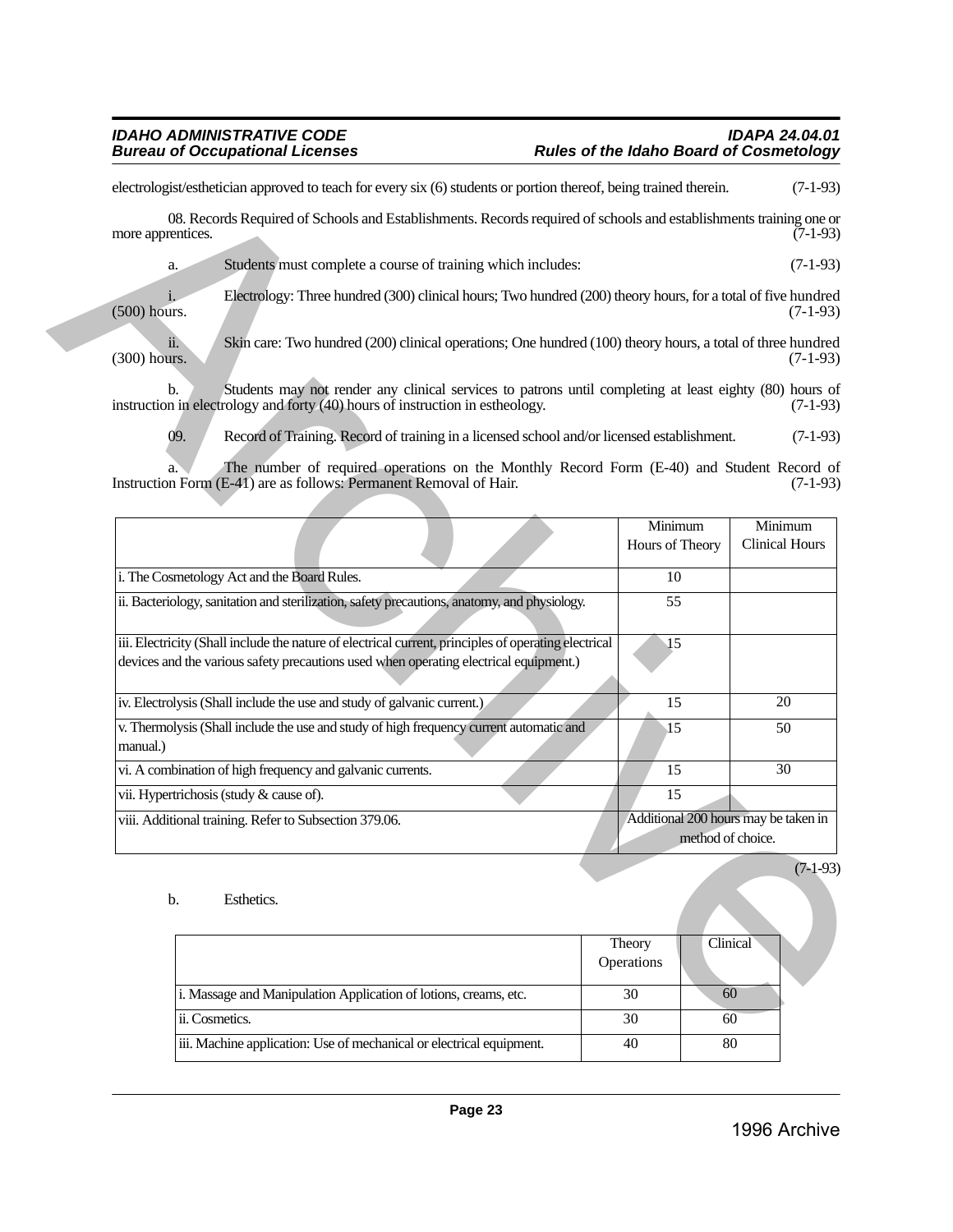electrologist/esthetician approved to teach for every six (6) students or portion thereof, being trained therein. (7-1-93)

08. Records Required of Schools and Establishments. Records required of schools and establishments training one or more apprentices. (7-1-93)

a. Students must complete a course of training which includes: (7-1-93)

i. Electrology: Three hundred (300) clinical hours; Two hundred (200) theory hours, for a total of five hundred (500) hours. (7-1-93)

ii. Skin care: Two hundred (200) clinical operations; One hundred (100) theory hours, a total of three hundred (300) hours. (7-1-93)

b. Students may not render any clinical services to patrons until completing at least eighty (80) hours of instruction in electrology and forty (40) hours of instruction in estheology. (7-1-93)

09. Record of Training. Record of training in a licensed school and/or licensed establishment. (7-1-93)

a. The number of required operations on the Monthly Record Form (E-40) and Student Record of Instruction Form (E-41) are as follows: Permanent Removal of Hair. (7-1-93)

| | Minimum Hours of Theory | Minimum Clinical Hours |
|---|---|---|
| i. The Cosmetology Act and the Board Rules. | 10 | |
| ii. Bacteriology, sanitation and sterilization, safety precautions, anatomy, and physiology. | 55 | |
| iii. Electricity (Shall include the nature of electrical current, principles of operating electrical devices and the various safety precautions used when operating electrical equipment.) | 15 | |
| iv. Electrolysis (Shall include the use and study of galvanic current.) | 15 | 20 |
| v. Thermolysis (Shall include the use and study of high frequency current automatic and manual.) | 15 | 50 |
| vi. A combination of high frequency and galvanic currents. | 15 | 30 |
| vii. Hypertrichosis (study & cause of). | 15 | |
| viii. Additional training. Refer to Subsection 379.06. | Additional 200 hours may be taken in method of choice. | |

(7-1-93)

b. Esthetics.

| | Theory Operations | Clinical |
|---|---|---|
| i. Massage and Manipulation Application of lotions, creams, etc. | 30 | 60 |
| ii. Cosmetics. | 30 | 60 |
| iii. Machine application: Use of mechanical or electrical equipment. | 40 | 80 |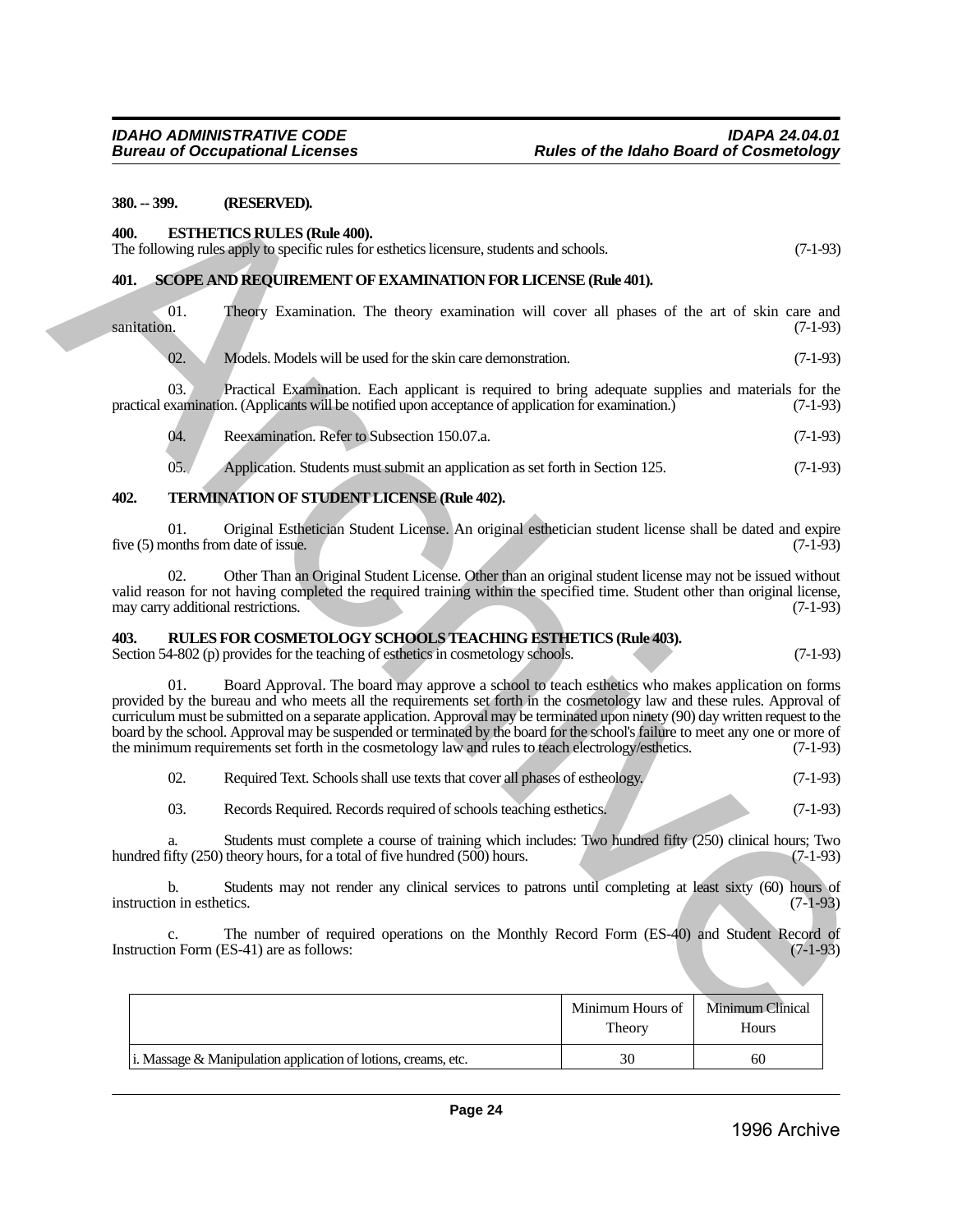**380. -- 399. (RESERVED).**

**400. ESTHETICS RULES (Rule 400).**

The following rules apply to specific rules for esthetics licensure, students and schools. (7-1-93)

**401. SCOPE AND REQUIREMENT OF EXAMINATION FOR LICENSE (Rule 401).**

01. Theory Examination. The theory examination will cover all phases of the art of skin care and sanitation. (7-1-93)

02. Models. Models will be used for the skin care demonstration. (7-1-93)

03. Practical Examination. Each applicant is required to bring adequate supplies and materials for the practical examination. (Applicants will be notified upon acceptance of application for examination.) (7-1-93)

04. Reexamination. Refer to Subsection 150.07.a. (7-1-93)

05. Application. Students must submit an application as set forth in Section 125. (7-1-93)

**402. TERMINATION OF STUDENT LICENSE (Rule 402).**

01. Original Esthetician Student License. An original esthetician student license shall be dated and expire five (5) months from date of issue. (7-1-93)

02. Other Than an Original Student License. Other than an original student license may not be issued without valid reason for not having completed the required training within the specified time. Student other than original license, may carry additional restrictions. (7-1-93)

**403. RULES FOR COSMETOLOGY SCHOOLS TEACHING ESTHETICS (Rule 403).**

Section 54-802 (p) provides for the teaching of esthetics in cosmetology schools. (7-1-93)

01. Board Approval. The board may approve a school to teach esthetics who makes application on forms provided by the bureau and who meets all the requirements set forth in the cosmetology law and these rules. Approval of curriculum must be submitted on a separate application. Approval may be terminated upon ninety (90) day written request to the board by the school. Approval may be suspended or terminated by the board for the school's failure to meet any one or more of the minimum requirements set forth in the cosmetology law and rules to teach electrology/esthetics. (7-1-93)

02. Required Text. Schools shall use texts that cover all phases of estheology. (7-1-93)

03. Records Required. Records required of schools teaching esthetics. (7-1-93)

a. Students must complete a course of training which includes: Two hundred fifty (250) clinical hours; Two hundred fifty (250) theory hours, for a total of five hundred (500) hours. (7-1-93)

b. Students may not render any clinical services to patrons until completing at least sixty (60) hours of instruction in esthetics. (7-1-93)

c. The number of required operations on the Monthly Record Form (ES-40) and Student Record of Instruction Form (ES-41) are as follows: (7-1-93)

| | Minimum Hours of Theory | Minimum Clinical Hours |
|---|---|---|
| i. Massage & Manipulation application of lotions, creams, etc. | 30 | 60 |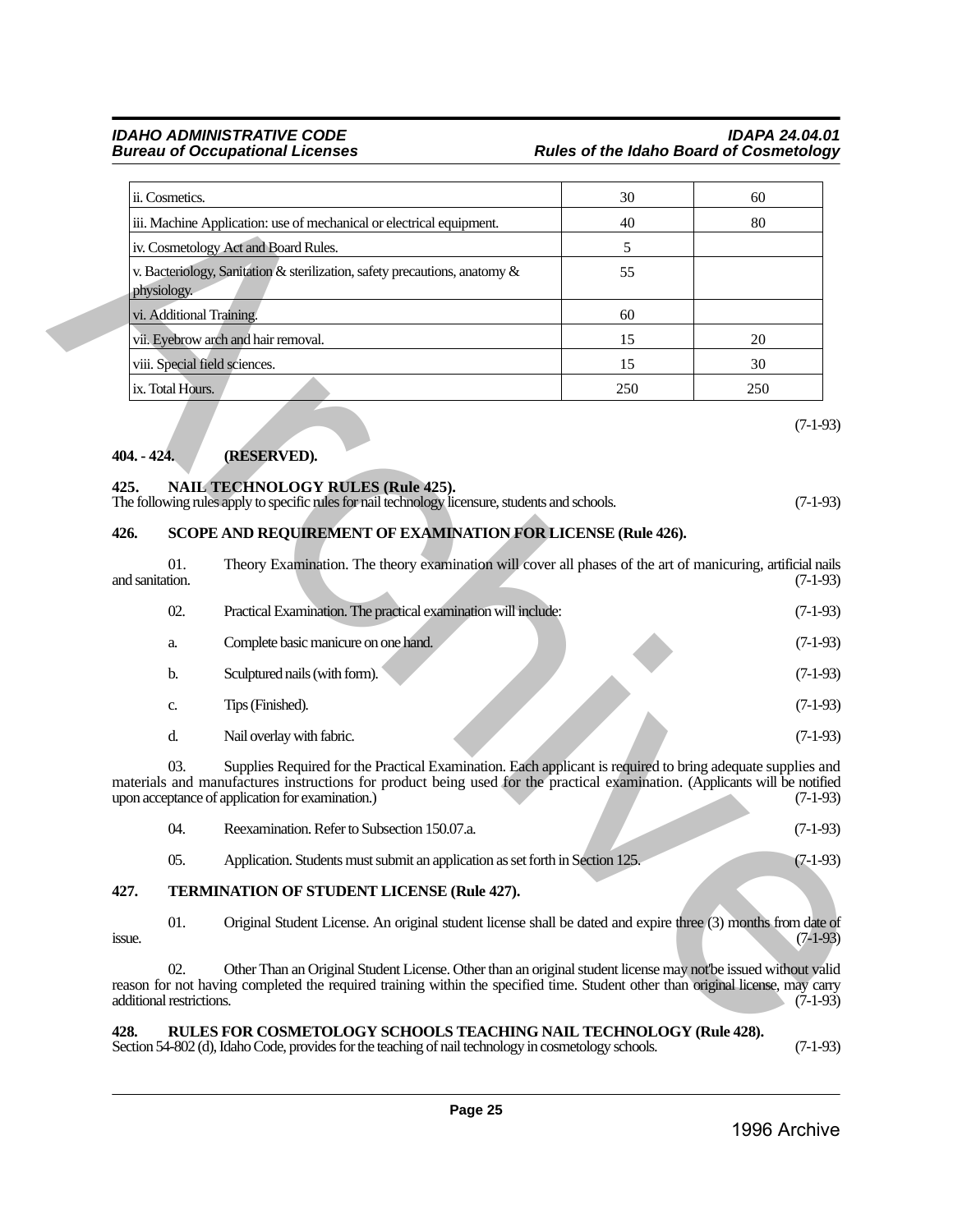| | | |
|---|---|---|
| ii. Cosmetics. | 30 | 60 |
| iii. Machine Application: use of mechanical or electrical equipment. | 40 | 80 |
| iv. Cosmetology Act and Board Rules. | 5 | |
| v. Bacteriology, Sanitation & sterilization, safety precautions, anatomy & physiology. | 55 | |
| vi. Additional Training. | 60 | |
| vii. Eyebrow arch and hair removal. | 15 | 20 |
| viii. Special field sciences. | 15 | 30 |
| ix. Total Hours. | 250 | 250 |

(7-1-93)

**404. - 424. (RESERVED).**

**425. NAIL TECHNOLOGY RULES (Rule 425).**
The following rules apply to specific rules for nail technology licensure, students and schools. (7-1-93)

**426. SCOPE AND REQUIREMENT OF EXAMINATION FOR LICENSE (Rule 426).**

01. Theory Examination. The theory examination will cover all phases of the art of manicuring, artificial nails and sanitation. (7-1-93)

02. Practical Examination. The practical examination will include: (7-1-93)

a. Complete basic manicure on one hand. (7-1-93)

b. Sculptured nails (with form). (7-1-93)

c. Tips (Finished). (7-1-93)

d. Nail overlay with fabric. (7-1-93)

03. Supplies Required for the Practical Examination. Each applicant is required to bring adequate supplies and materials and manufactures instructions for product being used for the practical examination. (Applicants will be notified upon acceptance of application for examination.) (7-1-93)

04. Reexamination. Refer to Subsection 150.07.a. (7-1-93)

05. Application. Students must submit an application as set forth in Section 125. (7-1-93)

**427. TERMINATION OF STUDENT LICENSE (Rule 427).**

01. Original Student License. An original student license shall be dated and expire three (3) months from date of issue. (7-1-93)

02. Other Than an Original Student License. Other than an original student license may not be issued without valid reason for not having completed the required training within the specified time. Student other than original license, may carry additional restrictions. (7-1-93)

**428. RULES FOR COSMETOLOGY SCHOOLS TEACHING NAIL TECHNOLOGY (Rule 428).**
Section 54-802 (d), Idaho Code, provides for the teaching of nail technology in cosmetology schools. (7-1-93)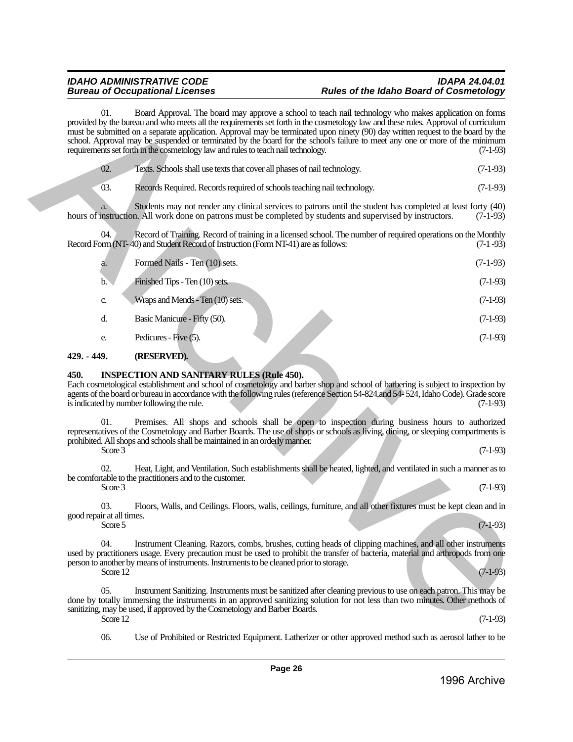01. Board Approval. The board may approve a school to teach nail technology who makes application on forms provided by the bureau and who meets all the requirements set forth in the cosmetology law and these rules. Approval of curriculum must be submitted on a separate application. Approval may be terminated upon ninety (90) day written request to the board by the school. Approval may be suspended or terminated by the board for the school's failure to meet any one or more of the minimum requirements set forth in the cosmetology law and rules to teach nail technology. (7-1-93)

02. Texts. Schools shall use texts that cover all phases of nail technology. (7-1-93)

03. Records Required. Records required of schools teaching nail technology. (7-1-93)

a. Students may not render any clinical services to patrons until the student has completed at least forty (40) hours of instruction. All work done on patrons must be completed by students and supervised by instructors. (7-1-93)

04. Record of Training. Record of training in a licensed school. The number of required operations on the Monthly Record Form (NT- 40) and Student Record of Instruction (Form NT-41) are as follows: (7-1 -93)

a. Formed Nails - Ten (10) sets. (7-1-93)

b. Finished Tips - Ten (10) sets. (7-1-93)

c. Wraps and Mends - Ten (10) sets. (7-1-93)

d. Basic Manicure - Fifty (50). (7-1-93)

e. Pedicures - Five (5). (7-1-93)

**429. - 449. (RESERVED).**

**450. INSPECTION AND SANITARY RULES (Rule 450).**

Each cosmetological establishment and school of cosmetology and barber shop and school of barbering is subject to inspection by agents of the board or bureau in accordance with the following rules (reference Section 54-824,and 54- 524, Idaho Code). Grade score is indicated by number following the rule. (7-1-93)

01. Premises. All shops and schools shall be open to inspection during business hours to authorized representatives of the Cosmetology and Barber Boards. The use of shops or schools as living, dining, or sleeping compartments is prohibited. All shops and schools shall be maintained in an orderly manner.
Score 3 (7-1-93)

02. Heat, Light, and Ventilation. Such establishments shall be heated, lighted, and ventilated in such a manner as to be comfortable to the practitioners and to the customer.
Score 3 (7-1-93)

03. Floors, Walls, and Ceilings. Floors, walls, ceilings, furniture, and all other fixtures must be kept clean and in good repair at all times.
Score 5 (7-1-93)

04. Instrument Cleaning. Razors, combs, brushes, cutting heads of clipping machines, and all other instruments used by practitioners usage. Every precaution must be used to prohibit the transfer of bacteria, material and arthropods from one person to another by means of instruments. Instruments to be cleaned prior to storage.
Score 12 (7-1-93)

05. Instrument Sanitizing. Instruments must be sanitized after cleaning previous to use on each patron. This may be done by totally immersing the instruments in an approved sanitizing solution for not less than two minutes. Other methods of sanitizing, may be used, if approved by the Cosmetology and Barber Boards.
Score 12 (7-1-93)

06. Use of Prohibited or Restricted Equipment. Latherizer or other approved method such as aerosol lather to be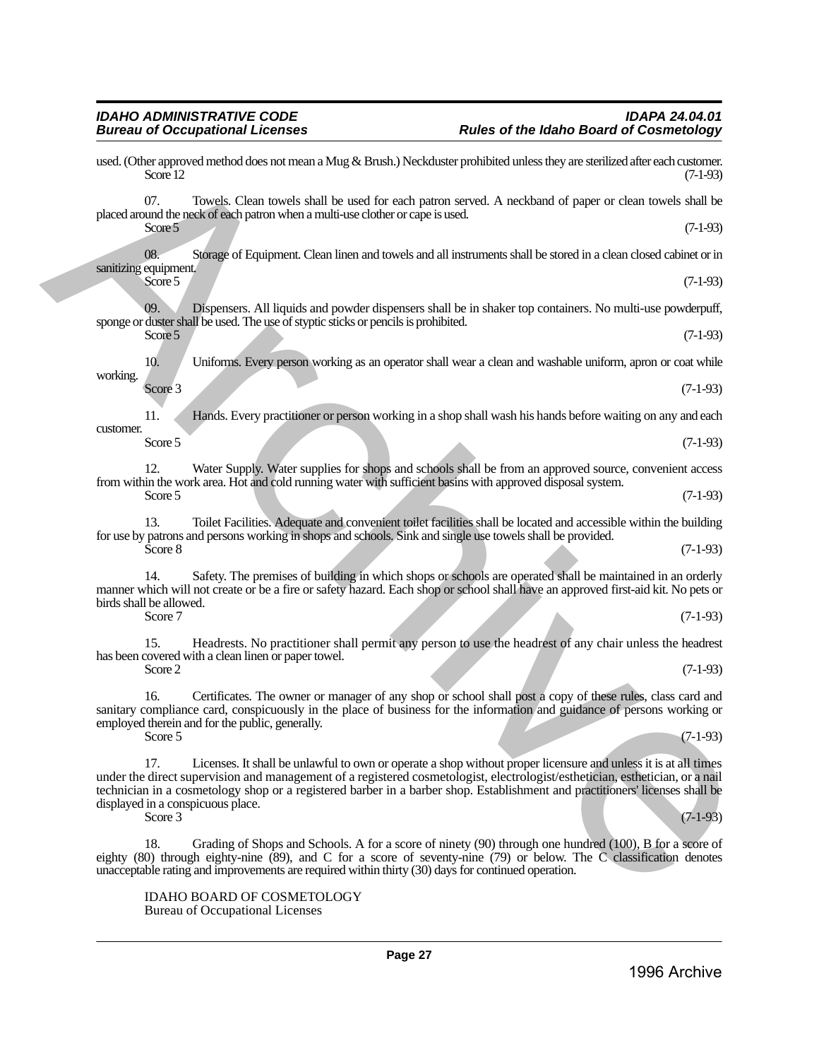used. (Other approved method does not mean a Mug & Brush.) Neckduster prohibited unless they are sterilized after each customer.
Score 12 (7-1-93)

07. Towels. Clean towels shall be used for each patron served. A neckband of paper or clean towels shall be placed around the neck of each patron when a multi-use clother or cape is used.
Score 5 (7-1-93)

08. Storage of Equipment. Clean linen and towels and all instruments shall be stored in a clean closed cabinet or in sanitizing equipment.
Score 5 (7-1-93)

09. Dispensers. All liquids and powder dispensers shall be in shaker top containers. No multi-use powderpuff, sponge or duster shall be used. The use of styptic sticks or pencils is prohibited.
Score 5 (7-1-93)

10. Uniforms. Every person working as an operator shall wear a clean and washable uniform, apron or coat while working.
Score 3 (7-1-93)

11. Hands. Every practitioner or person working in a shop shall wash his hands before waiting on any and each customer.
Score 5 (7-1-93)

12. Water Supply. Water supplies for shops and schools shall be from an approved source, convenient access from within the work area. Hot and cold running water with sufficient basins with approved disposal system.
Score 5 (7-1-93)

13. Toilet Facilities. Adequate and convenient toilet facilities shall be located and accessible within the building for use by patrons and persons working in shops and schools. Sink and single use towels shall be provided.
Score 8 (7-1-93)

14. Safety. The premises of building in which shops or schools are operated shall be maintained in an orderly manner which will not create or be a fire or safety hazard. Each shop or school shall have an approved first-aid kit. No pets or birds shall be allowed.
Score 7 (7-1-93)

15. Headrests. No practitioner shall permit any person to use the headrest of any chair unless the headrest has been covered with a clean linen or paper towel.
Score 2 (7-1-93)

16. Certificates. The owner or manager of any shop or school shall post a copy of these rules, class card and sanitary compliance card, conspicuously in the place of business for the information and guidance of persons working or employed therein and for the public, generally.
Score 5 (7-1-93)

17. Licenses. It shall be unlawful to own or operate a shop without proper licensure and unless it is at all times under the direct supervision and management of a registered cosmetologist, electrologist/esthetician, esthetician, or a nail technician in a cosmetology shop or a registered barber in a barber shop. Establishment and practitioners' licenses shall be displayed in a conspicuous place.
Score 3 (7-1-93)

18. Grading of Shops and Schools. A for a score of ninety (90) through one hundred (100), B for a score of eighty (80) through eighty-nine (89), and C for a score of seventy-nine (79) or below. The C classification denotes unacceptable rating and improvements are required within thirty (30) days for continued operation.

IDAHO BOARD OF COSMETOLOGY
Bureau of Occupational Licenses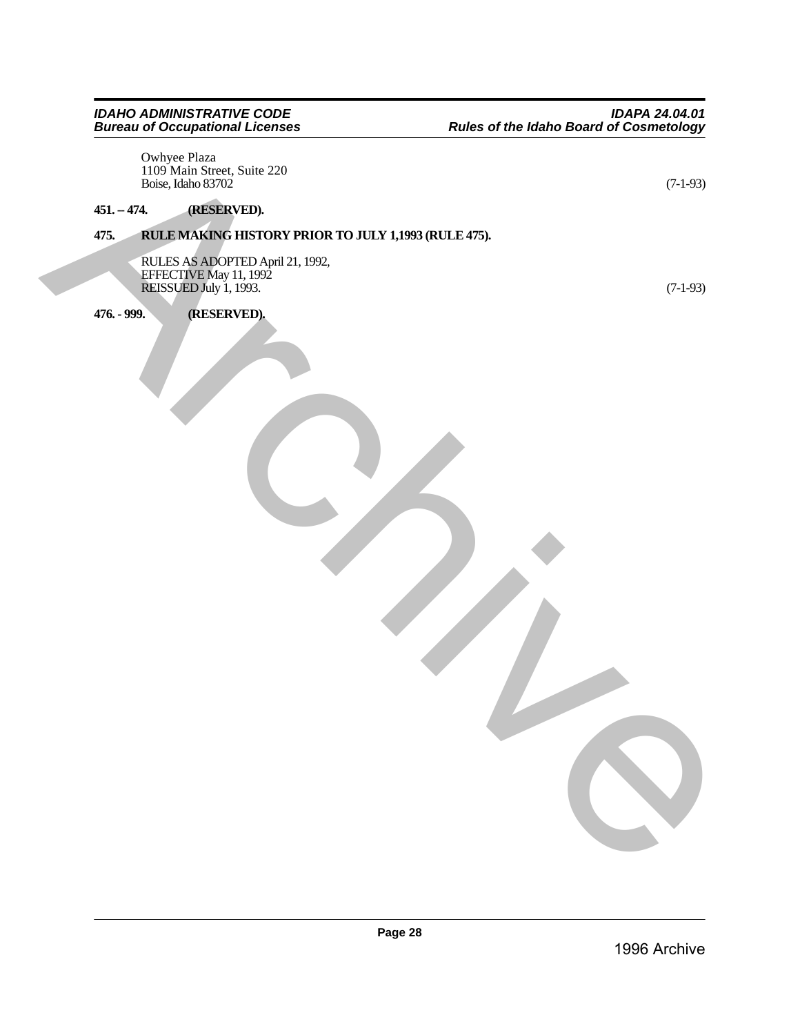Owhyee Plaza
1109 Main Street, Suite 220
Boise, Idaho 83702 (7-1-93)

**451. -- 474. (RESERVED).**

**475. RULE MAKING HISTORY PRIOR TO JULY 1,1993 (RULE 475).**

RULES AS ADOPTED April 21, 1992,
EFFECTIVE May 11, 1992
REISSUED July 1, 1993. (7-1-93)

**476. - 999. (RESERVED).**